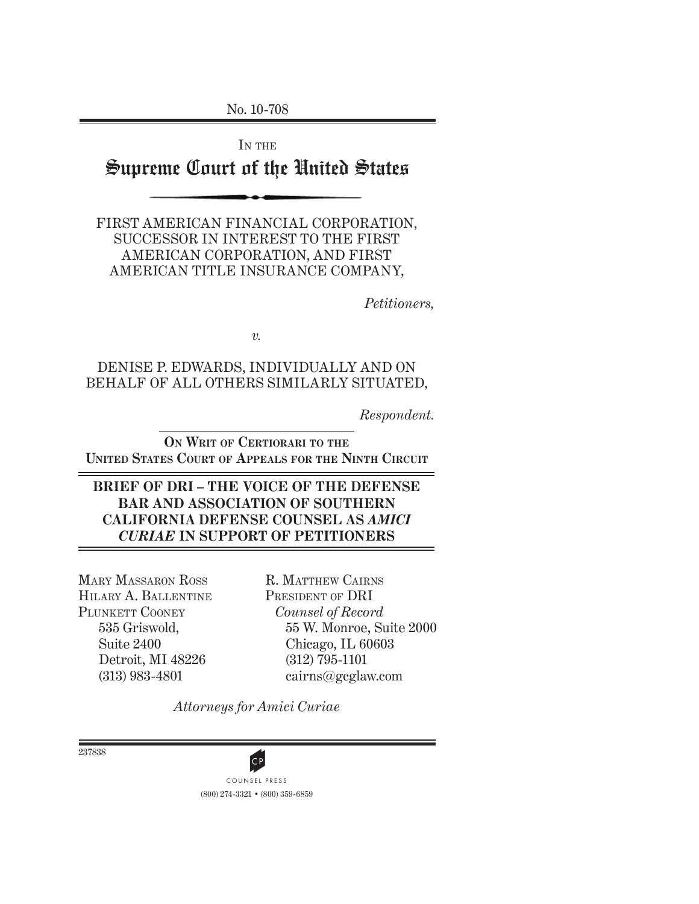No. 10-708

IN THE

# Supreme Court of the United States

FIRST AMERICAN FINANCIAL CORPORATION, SUCCESSOR IN INTEREST TO THE FIRST AMERICAN CORPORATION, AND FIRST AMERICAN TITLE INSURANCE COMPANY,

*Petitioners,*

*v.*

DENISE P. EDWARDS, INDIVIDUALLY AND ON BEHALF OF ALL OTHERS SIMILARLY SITUATED,

*Respondent.*

**ON WRIT OF CERTIORARI TO THE UNITED STATES COURT OF APPEALS FOR THE NINTH CIRCUIT**

**BRIEF OF DRI – THE VOICE OF THE DEFENSE BAR AND ASSOCIATION OF SOUTHERN CALIFORNIA DEFENSE COUNSEL AS *AMICI CURIAE* IN SUPPORT OF PETITIONERS**

MARY MASSARON ROSS
HILARY A. BALLENTINE
PLUNKETT COONEY
535 Griswold,
Suite 2400
Detroit, MI 48226
(313) 983-4801

R. MATTHEW CAIRNS
PRESIDENT OF DRI
*Counsel of Record*
55 W. Monroe, Suite 2000
Chicago, IL 60603
(312) 795-1101
cairns@gcglaw.com

*Attorneys for Amici Curiae*

237838

COUNSEL PRESS
(800) 274-3321 • (800) 359-6859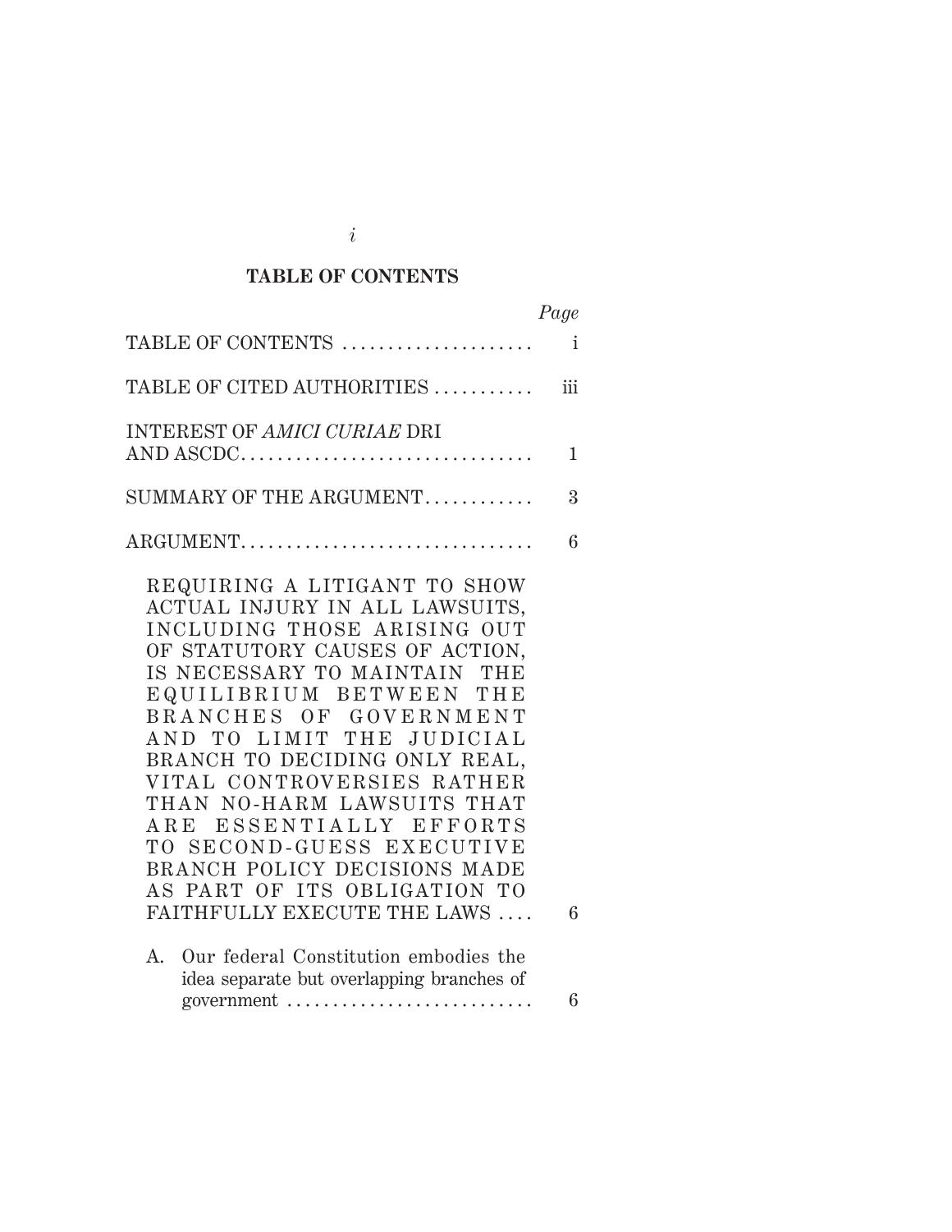## TABLE OF CONTENTS

| | *Page* |
|---|---|
| TABLE OF CONTENTS | i |
| TABLE OF CITED AUTHORITIES | iii |
| INTEREST OF *AMICI CURIAE* DRI AND ASCDC | 1 |
| SUMMARY OF THE ARGUMENT | 3 |
| ARGUMENT | 6 |
| REQUIRING A LITIGANT TO SHOW ACTUAL INJURY IN ALL LAWSUITS, INCLUDING THOSE ARISING OUT OF STATUTORY CAUSES OF ACTION, IS NECESSARY TO MAINTAIN THE EQUILIBRIUM BETWEEN THE BRANCHES OF GOVERNMENT AND TO LIMIT THE JUDICIAL BRANCH TO DECIDING ONLY REAL, VITAL CONTROVERSIES RATHER THAN NO-HARM LAWSUITS THAT ARE ESSENTIALLY EFFORTS TO SECOND-GUESS EXECUTIVE BRANCH POLICY DECISIONS MADE AS PART OF ITS OBLIGATION TO FAITHFULLY EXECUTE THE LAWS | 6 |
| A. Our federal Constitution embodies the idea separate but overlapping branches of government | 6 |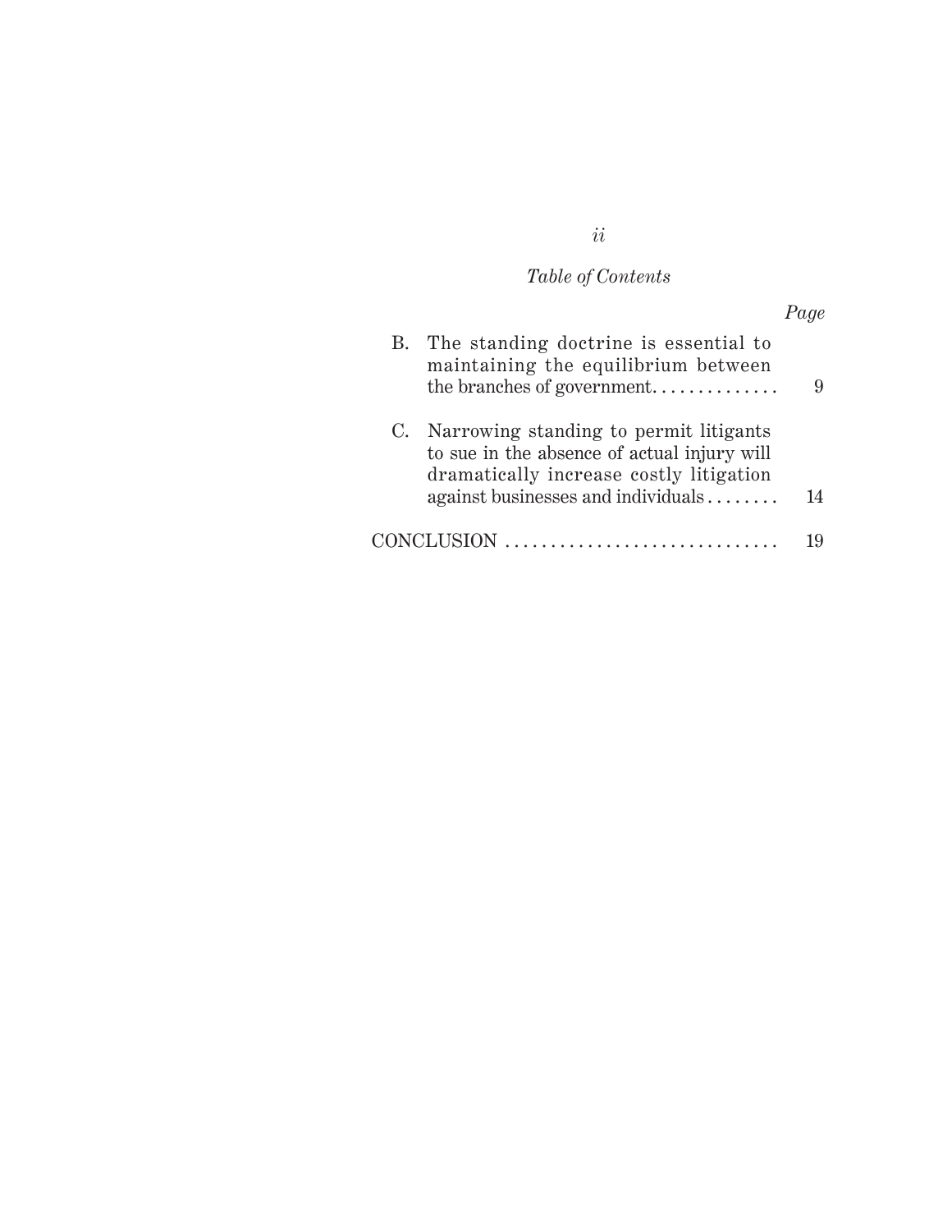*Table of Contents*

*Page*

B. The standing doctrine is essential to maintaining the equilibrium between the branches of government. . . . . . . . . . . . . . 9

C. Narrowing standing to permit litigants to sue in the absence of actual injury will dramatically increase costly litigation against businesses and individuals . . . . . . . . 14

CONCLUSION . . . . . . . . . . . . . . . . . . . . . . . . . . . . . . 19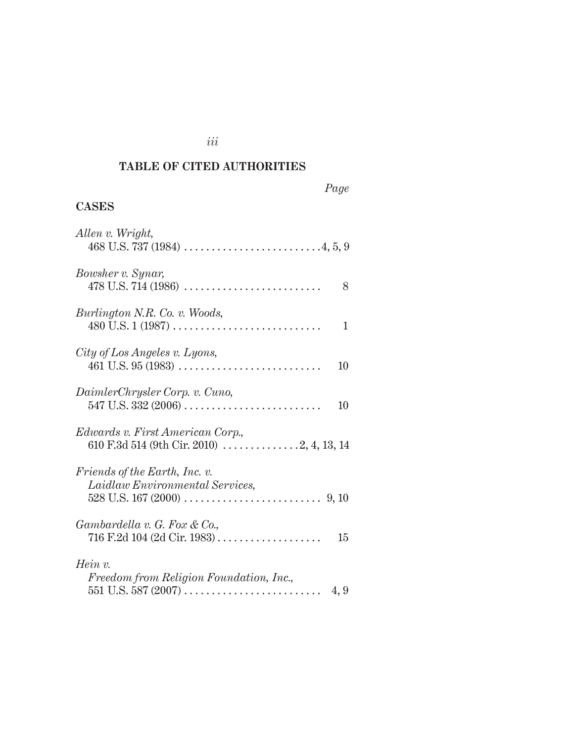## TABLE OF CITED AUTHORITIES

*Page*

### CASES

*Allen v. Wright*,
468 U.S. 737 (1984) . . . . . . . . . . . . . . . . . . . . . . . . . 4, 5, 9

*Bowsher v. Synar*,
478 U.S. 714 (1986) . . . . . . . . . . . . . . . . . . . . . . . . . 8

*Burlington N.R. Co. v. Woods*,
480 U.S. 1 (1987) . . . . . . . . . . . . . . . . . . . . . . . . . . . 1

*City of Los Angeles v. Lyons*,
461 U.S. 95 (1983) . . . . . . . . . . . . . . . . . . . . . . . . . . 10

*DaimlerChrysler Corp. v. Cuno*,
547 U.S. 332 (2006) . . . . . . . . . . . . . . . . . . . . . . . . . 10

*Edwards v. First American Corp.*,
610 F.3d 514 (9th Cir. 2010) . . . . . . . . . . . . . . 2, 4, 13, 14

*Friends of the Earth, Inc. v. Laidlaw Environmental Services*,
528 U.S. 167 (2000) . . . . . . . . . . . . . . . . . . . . . . . . . 9, 10

*Gambardella v. G. Fox & Co.*,
716 F.2d 104 (2d Cir. 1983) . . . . . . . . . . . . . . . . . . . 15

*Hein v. Freedom from Religion Foundation, Inc.*,
551 U.S. 587 (2007) . . . . . . . . . . . . . . . . . . . . . . . . . 4, 9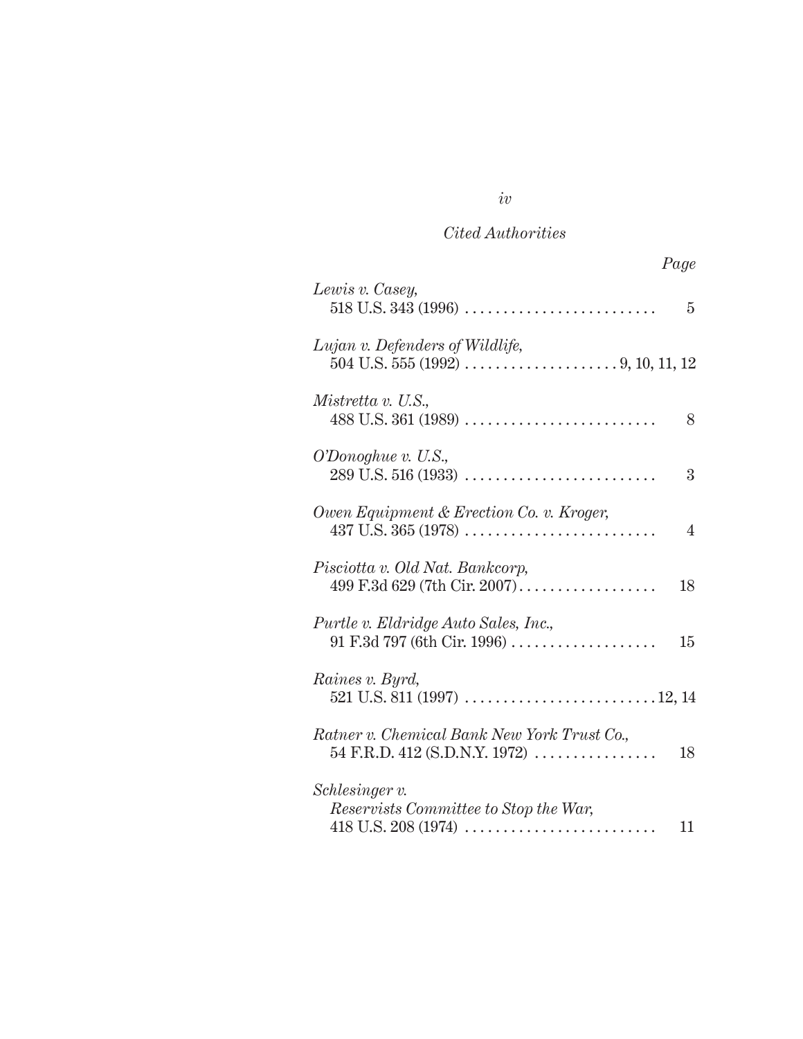*Cited Authorities*

| | Page |
|---|---|
| *Lewis v. Casey*, 518 U.S. 343 (1996) | 5 |
| *Lujan v. Defenders of Wildlife*, 504 U.S. 555 (1992) | 9, 10, 11, 12 |
| *Mistretta v. U.S.*, 488 U.S. 361 (1989) | 8 |
| *O'Donoghue v. U.S.*, 289 U.S. 516 (1933) | 3 |
| *Owen Equipment & Erection Co. v. Kroger*, 437 U.S. 365 (1978) | 4 |
| *Pisciotta v. Old Nat. Bankcorp*, 499 F.3d 629 (7th Cir. 2007) | 18 |
| *Purtle v. Eldridge Auto Sales, Inc.*, 91 F.3d 797 (6th Cir. 1996) | 15 |
| *Raines v. Byrd*, 521 U.S. 811 (1997) | 12, 14 |
| *Ratner v. Chemical Bank New York Trust Co.*, 54 F.R.D. 412 (S.D.N.Y. 1972) | 18 |
| *Schlesinger v. Reservists Committee to Stop the War*, 418 U.S. 208 (1974) | 11 |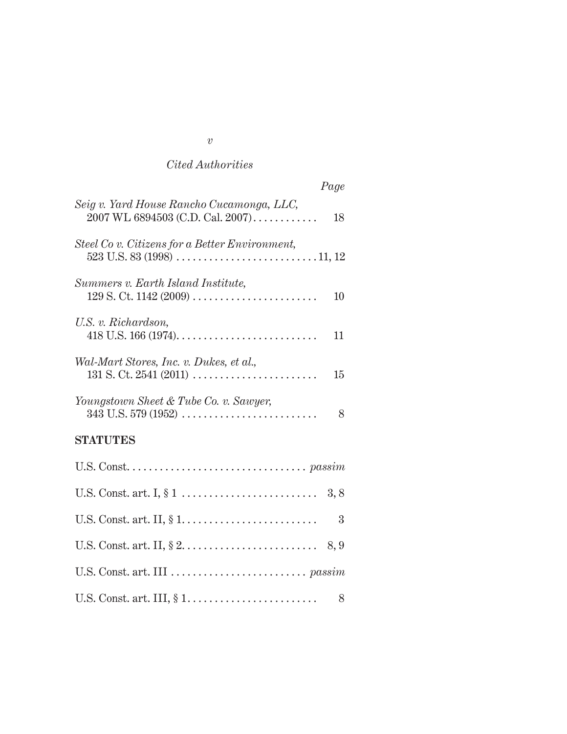*Cited Authorities*

| | *Page* |
|---|---|
| *Seig v. Yard House Rancho Cucamonga, LLC*, 2007 WL 6894503 (C.D. Cal. 2007) | 18 |
| *Steel Co v. Citizens for a Better Environment*, 523 U.S. 83 (1998) | 11, 12 |
| *Summers v. Earth Island Institute*, 129 S. Ct. 1142 (2009) | 10 |
| *U.S. v. Richardson*, 418 U.S. 166 (1974) | 11 |
| *Wal-Mart Stores, Inc. v. Dukes, et al.*, 131 S. Ct. 2541 (2011) | 15 |
| *Youngstown Sheet & Tube Co. v. Sawyer*, 343 U.S. 579 (1952) | 8 |

**STATUTES**

| | |
|---|---|
| U.S. Const. | *passim* |
| U.S. Const. art. I, § 1 | 3, 8 |
| U.S. Const. art. II, § 1 | 3 |
| U.S. Const. art. II, § 2 | 8, 9 |
| U.S. Const. art. III | *passim* |
| U.S. Const. art. III, § 1 | 8 |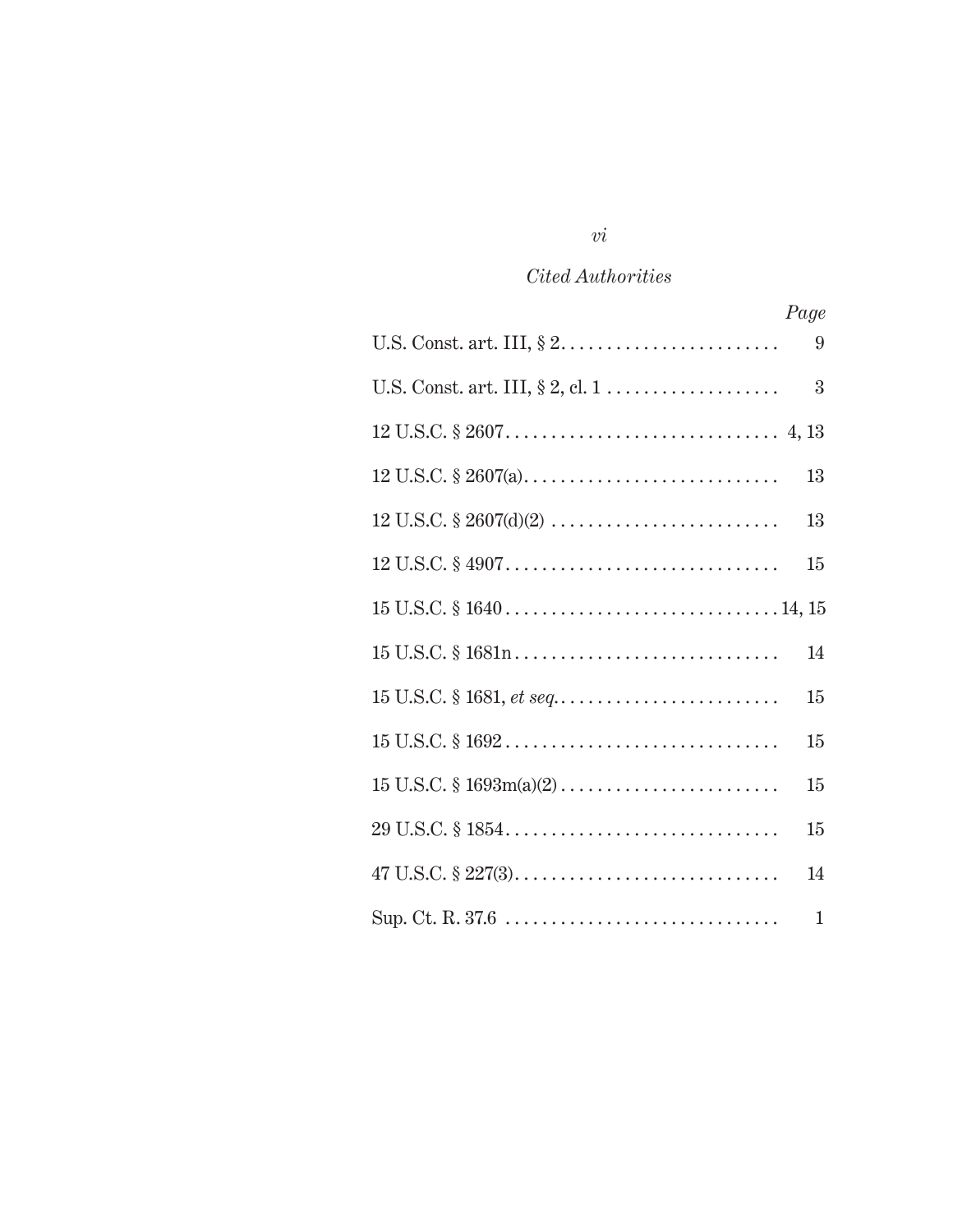*Cited Authorities*

| | *Page* |
|---|---|
| U.S. Const. art. III, § 2 | 9 |
| U.S. Const. art. III, § 2, cl. 1 | 3 |
| 12 U.S.C. § 2607 | 4, 13 |
| 12 U.S.C. § 2607(a) | 13 |
| 12 U.S.C. § 2607(d)(2) | 13 |
| 12 U.S.C. § 4907 | 15 |
| 15 U.S.C. § 1640 | 14, 15 |
| 15 U.S.C. § 1681n | 14 |
| 15 U.S.C. § 1681, *et seq.* | 15 |
| 15 U.S.C. § 1692 | 15 |
| 15 U.S.C. § 1693m(a)(2) | 15 |
| 29 U.S.C. § 1854 | 15 |
| 47 U.S.C. § 227(3) | 14 |
| Sup. Ct. R. 37.6 | 1 |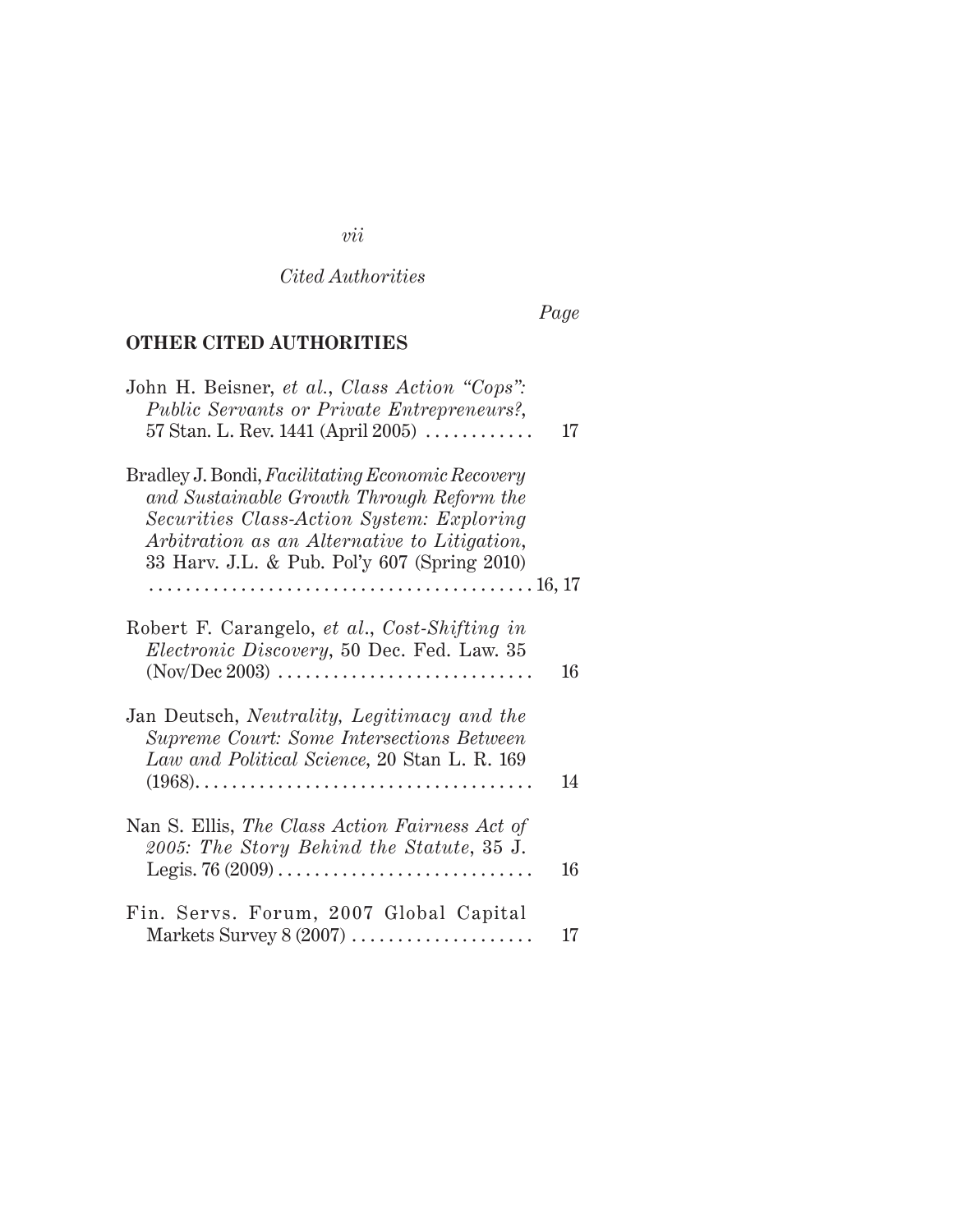*Cited Authorities*

*Page*

**OTHER CITED AUTHORITIES**

John H. Beisner, *et al.*, *Class Action "Cops": Public Servants or Private Entrepreneurs?*, 57 Stan. L. Rev. 1441 (April 2005) . . . . . . . . . . . . 17

Bradley J. Bondi, *Facilitating Economic Recovery and Sustainable Growth Through Reform the Securities Class-Action System: Exploring Arbitration as an Alternative to Litigation*, 33 Harv. J.L. & Pub. Pol'y 607 (Spring 2010) . . . . . . . . . . . . . . . . . . . . . . . . . . . . . . . . . . . . . . . . . . 16, 17

Robert F. Carangelo, *et al.*, *Cost-Shifting in Electronic Discovery*, 50 Dec. Fed. Law. 35 (Nov/Dec 2003) . . . . . . . . . . . . . . . . . . . . . . . . . . . . 16

Jan Deutsch, *Neutrality, Legitimacy and the Supreme Court: Some Intersections Between Law and Political Science*, 20 Stan L. R. 169 (1968). . . . . . . . . . . . . . . . . . . . . . . . . . . . . . . . . . . . . 14

Nan S. Ellis, *The Class Action Fairness Act of 2005: The Story Behind the Statute*, 35 J. Legis. 76 (2009) . . . . . . . . . . . . . . . . . . . . . . . . . . . . 16

Fin. Servs. Forum, 2007 Global Capital Markets Survey 8 (2007) . . . . . . . . . . . . . . . . . . . . 17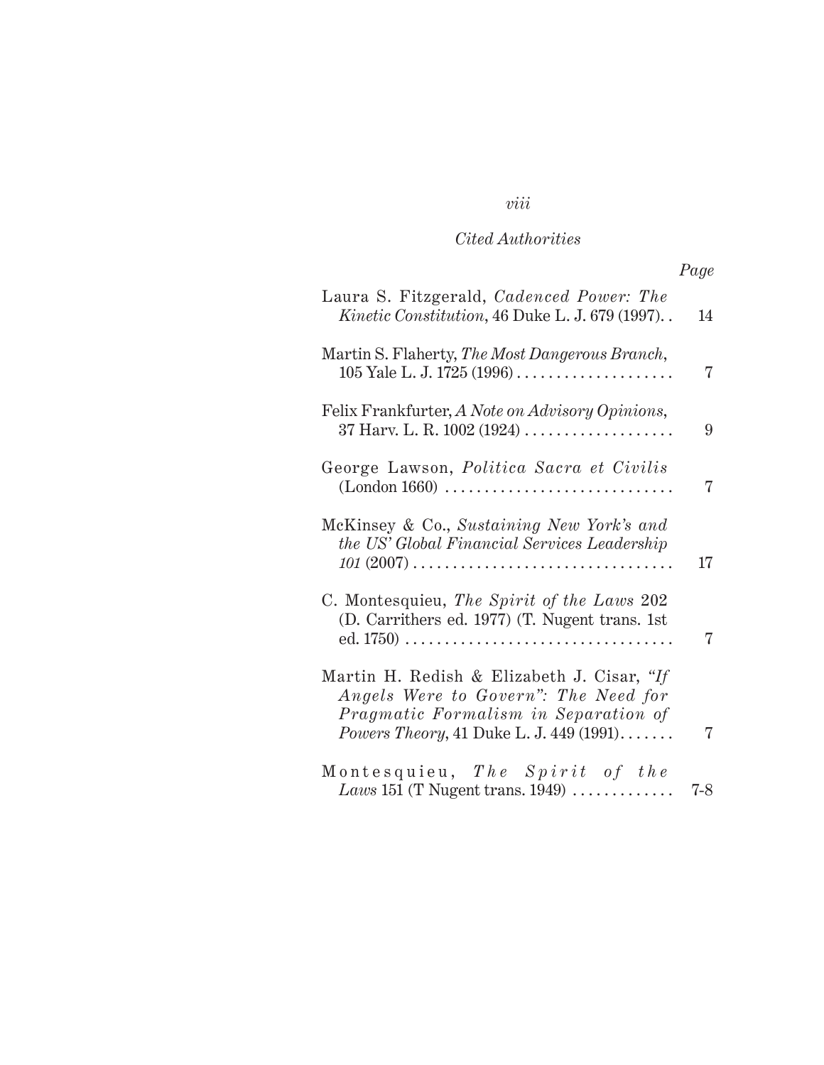*Cited Authorities*

| | Page |
|---|---|
| Laura S. Fitzgerald, *Cadenced Power: The Kinetic Constitution*, 46 Duke L. J. 679 (1997). . | 14 |
| Martin S. Flaherty, *The Most Dangerous Branch*, 105 Yale L. J. 1725 (1996) . . . . . . . . . . . . . . . . . . . . | 7 |
| Felix Frankfurter, *A Note on Advisory Opinions*, 37 Harv. L. R. 1002 (1924) . . . . . . . . . . . . . . . . . . . | 9 |
| George Lawson, *Politica Sacra et Civilis* (London 1660) . . . . . . . . . . . . . . . . . . . . . . . . . . . . . | 7 |
| McKinsey & Co., *Sustaining New York's and the US' Global Financial Services Leadership 101* (2007) . . . . . . . . . . . . . . . . . . . . . . . . . . . . . . . . . | 17 |
| C. Montesquieu, *The Spirit of the Laws* 202 (D. Carrithers ed. 1977) (T. Nugent trans. 1st ed. 1750) . . . . . . . . . . . . . . . . . . . . . . . . . . . . . . . . . | 7 |
| Martin H. Redish & Elizabeth J. Cisar, *"If Angels Were to Govern": The Need for Pragmatic Formalism in Separation of Powers Theory*, 41 Duke L. J. 449 (1991). . . . . . . | 7 |
| Montesquieu, *The Spirit of the Laws* 151 (T Nugent trans. 1949) . . . . . . . . . . . . . | 7-8 |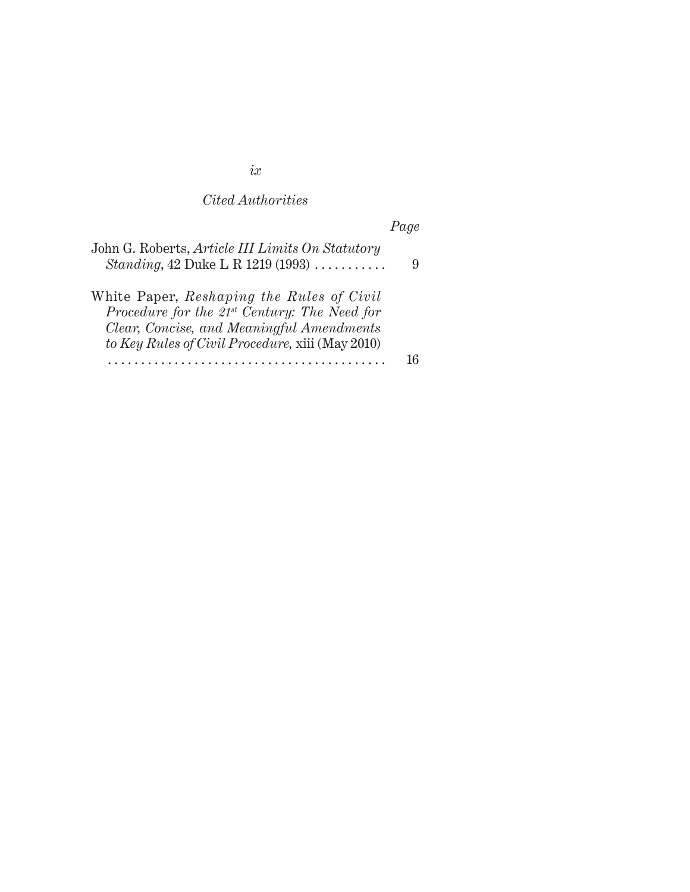*Cited Authorities*

*Page*

John G. Roberts, *Article III Limits On Statutory Standing*, 42 Duke L R 1219 (1993) . . . . . . . . . . . 9

White Paper, *Reshaping the Rules of Civil Procedure for the 21st Century: The Need for Clear, Concise, and Meaningful Amendments to Key Rules of Civil Procedure,* xiii (May 2010) . . . . . . . . . . . . . . . . . . . . . . . . . . . . . . . . . . . . . . . . . . 16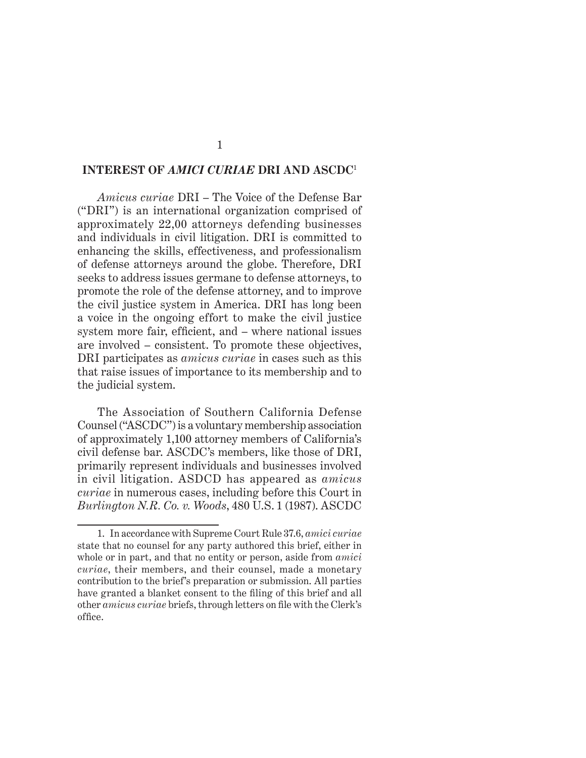## INTEREST OF *AMICI CURIAE* DRI AND ASCDC[1]

*Amicus curiae* DRI – The Voice of the Defense Bar ("DRI") is an international organization comprised of approximately 22,00 attorneys defending businesses and individuals in civil litigation. DRI is committed to enhancing the skills, effectiveness, and professionalism of defense attorneys around the globe. Therefore, DRI seeks to address issues germane to defense attorneys, to promote the role of the defense attorney, and to improve the civil justice system in America. DRI has long been a voice in the ongoing effort to make the civil justice system more fair, efficient, and – where national issues are involved – consistent. To promote these objectives, DRI participates as *amicus curiae* in cases such as this that raise issues of importance to its membership and to the judicial system.

The Association of Southern California Defense Counsel ("ASCDC") is a voluntary membership association of approximately 1,100 attorney members of California's civil defense bar. ASCDC's members, like those of DRI, primarily represent individuals and businesses involved in civil litigation. ASDCD has appeared as *amicus curiae* in numerous cases, including before this Court in *Burlington N.R. Co. v. Woods*, 480 U.S. 1 (1987). ASCDC

---

1. In accordance with Supreme Court Rule 37.6, *amici curiae* state that no counsel for any party authored this brief, either in whole or in part, and that no entity or person, aside from *amici curiae*, their members, and their counsel, made a monetary contribution to the brief's preparation or submission. All parties have granted a blanket consent to the filing of this brief and all other *amicus curiae* briefs, through letters on file with the Clerk's office.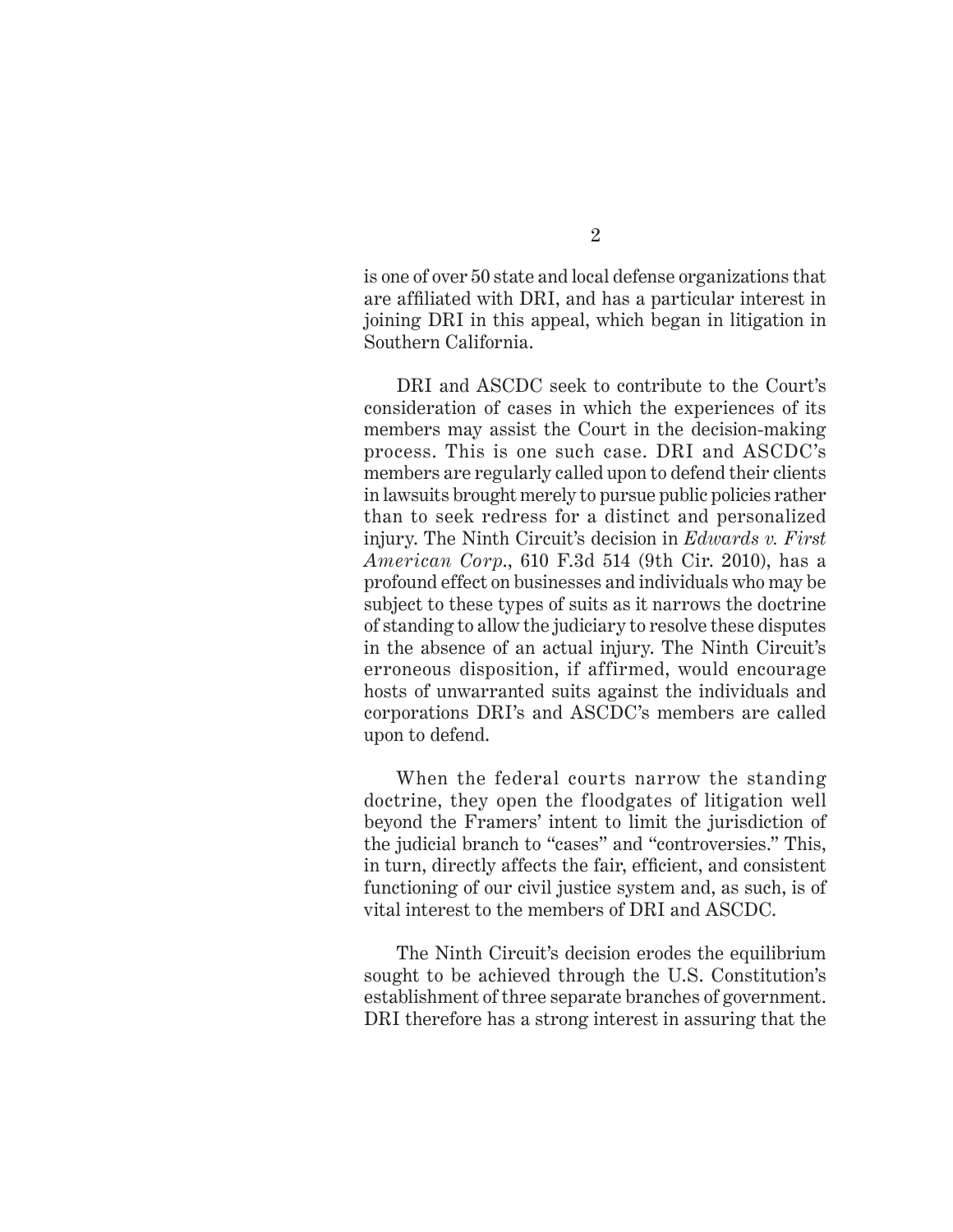is one of over 50 state and local defense organizations that are affiliated with DRI, and has a particular interest in joining DRI in this appeal, which began in litigation in Southern California.

DRI and ASCDC seek to contribute to the Court's consideration of cases in which the experiences of its members may assist the Court in the decision-making process. This is one such case. DRI and ASCDC's members are regularly called upon to defend their clients in lawsuits brought merely to pursue public policies rather than to seek redress for a distinct and personalized injury. The Ninth Circuit's decision in *Edwards v. First American Corp.*, 610 F.3d 514 (9th Cir. 2010), has a profound effect on businesses and individuals who may be subject to these types of suits as it narrows the doctrine of standing to allow the judiciary to resolve these disputes in the absence of an actual injury. The Ninth Circuit's erroneous disposition, if affirmed, would encourage hosts of unwarranted suits against the individuals and corporations DRI's and ASCDC's members are called upon to defend.

When the federal courts narrow the standing doctrine, they open the floodgates of litigation well beyond the Framers' intent to limit the jurisdiction of the judicial branch to "cases" and "controversies." This, in turn, directly affects the fair, efficient, and consistent functioning of our civil justice system and, as such, is of vital interest to the members of DRI and ASCDC.

The Ninth Circuit's decision erodes the equilibrium sought to be achieved through the U.S. Constitution's establishment of three separate branches of government. DRI therefore has a strong interest in assuring that the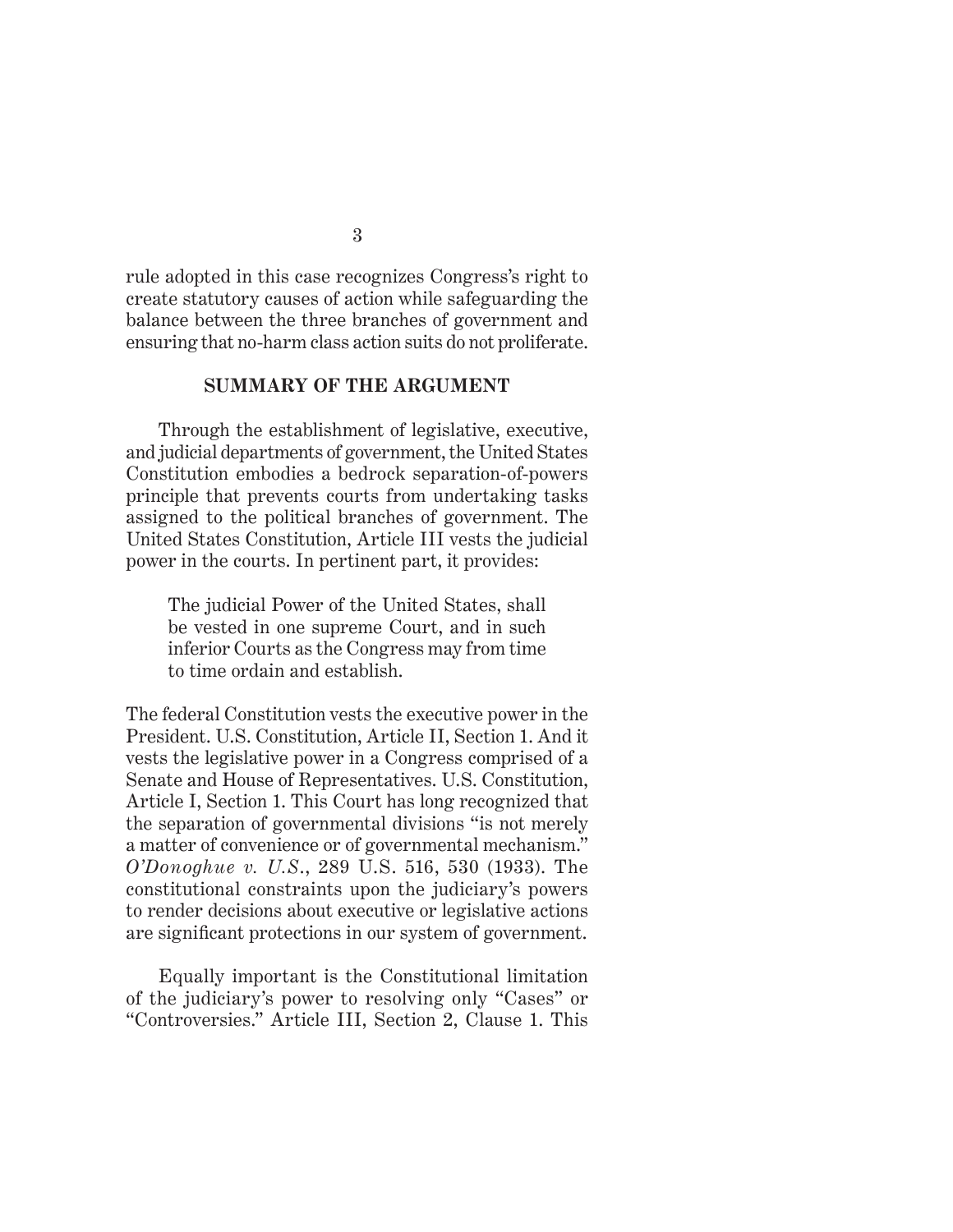rule adopted in this case recognizes Congress's right to create statutory causes of action while safeguarding the balance between the three branches of government and ensuring that no-harm class action suits do not proliferate.

## SUMMARY OF THE ARGUMENT

Through the establishment of legislative, executive, and judicial departments of government, the United States Constitution embodies a bedrock separation-of-powers principle that prevents courts from undertaking tasks assigned to the political branches of government. The United States Constitution, Article III vests the judicial power in the courts. In pertinent part, it provides:

> The judicial Power of the United States, shall be vested in one supreme Court, and in such inferior Courts as the Congress may from time to time ordain and establish.

The federal Constitution vests the executive power in the President. U.S. Constitution, Article II, Section 1. And it vests the legislative power in a Congress comprised of a Senate and House of Representatives. U.S. Constitution, Article I, Section 1. This Court has long recognized that the separation of governmental divisions "is not merely a matter of convenience or of governmental mechanism." *O'Donoghue v. U.S.*, 289 U.S. 516, 530 (1933). The constitutional constraints upon the judiciary's powers to render decisions about executive or legislative actions are significant protections in our system of government.

Equally important is the Constitutional limitation of the judiciary's power to resolving only "Cases" or "Controversies." Article III, Section 2, Clause 1. This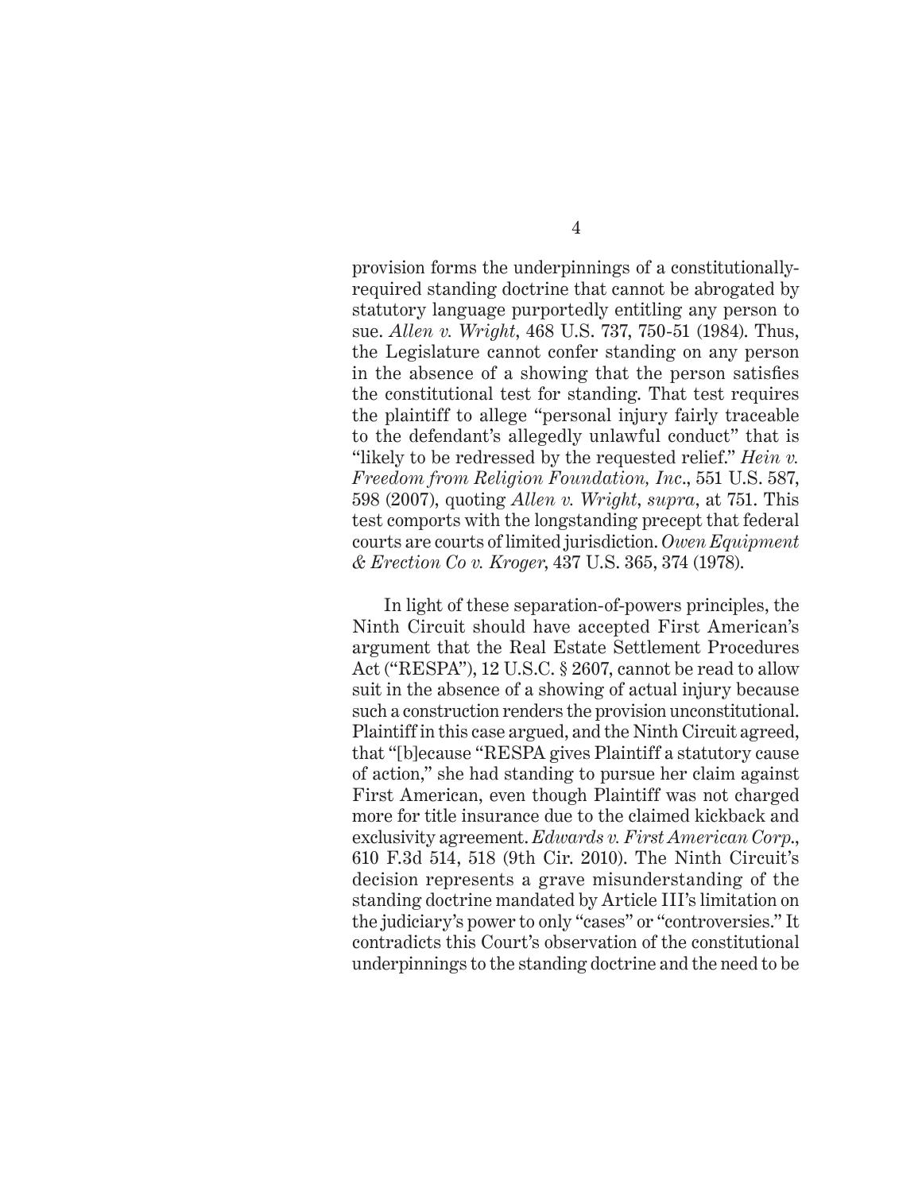provision forms the underpinnings of a constitutionally-required standing doctrine that cannot be abrogated by statutory language purportedly entitling any person to sue. *Allen v. Wright*, 468 U.S. 737, 750-51 (1984). Thus, the Legislature cannot confer standing on any person in the absence of a showing that the person satisfies the constitutional test for standing. That test requires the plaintiff to allege "personal injury fairly traceable to the defendant's allegedly unlawful conduct" that is "likely to be redressed by the requested relief." *Hein v. Freedom from Religion Foundation, Inc*., 551 U.S. 587, 598 (2007), quoting *Allen v. Wright*, *supra*, at 751. This test comports with the longstanding precept that federal courts are courts of limited jurisdiction. *Owen Equipment & Erection Co v. Kroger*, 437 U.S. 365, 374 (1978).

In light of these separation-of-powers principles, the Ninth Circuit should have accepted First American's argument that the Real Estate Settlement Procedures Act ("RESPA"), 12 U.S.C. § 2607, cannot be read to allow suit in the absence of a showing of actual injury because such a construction renders the provision unconstitutional. Plaintiff in this case argued, and the Ninth Circuit agreed, that "[b]ecause "RESPA gives Plaintiff a statutory cause of action," she had standing to pursue her claim against First American, even though Plaintiff was not charged more for title insurance due to the claimed kickback and exclusivity agreement. *Edwards v. First American Corp*., 610 F.3d 514, 518 (9th Cir. 2010). The Ninth Circuit's decision represents a grave misunderstanding of the standing doctrine mandated by Article III's limitation on the judiciary's power to only "cases" or "controversies." It contradicts this Court's observation of the constitutional underpinnings to the standing doctrine and the need to be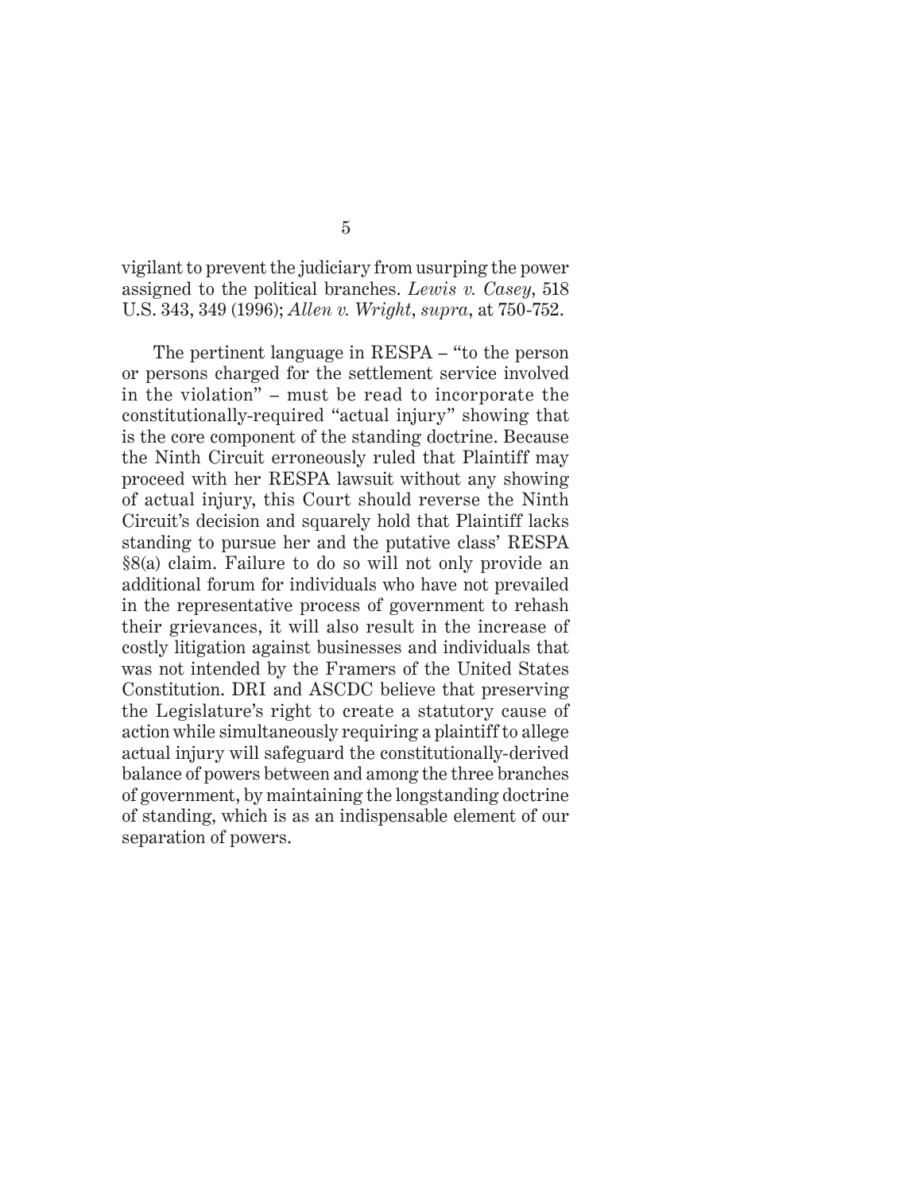vigilant to prevent the judiciary from usurping the power assigned to the political branches. *Lewis v. Casey*, 518 U.S. 343, 349 (1996); *Allen v. Wright*, *supra*, at 750-752.

The pertinent language in RESPA – "to the person or persons charged for the settlement service involved in the violation" – must be read to incorporate the constitutionally-required "actual injury" showing that is the core component of the standing doctrine. Because the Ninth Circuit erroneously ruled that Plaintiff may proceed with her RESPA lawsuit without any showing of actual injury, this Court should reverse the Ninth Circuit's decision and squarely hold that Plaintiff lacks standing to pursue her and the putative class' RESPA §8(a) claim. Failure to do so will not only provide an additional forum for individuals who have not prevailed in the representative process of government to rehash their grievances, it will also result in the increase of costly litigation against businesses and individuals that was not intended by the Framers of the United States Constitution. DRI and ASCDC believe that preserving the Legislature's right to create a statutory cause of action while simultaneously requiring a plaintiff to allege actual injury will safeguard the constitutionally-derived balance of powers between and among the three branches of government, by maintaining the longstanding doctrine of standing, which is as an indispensable element of our separation of powers.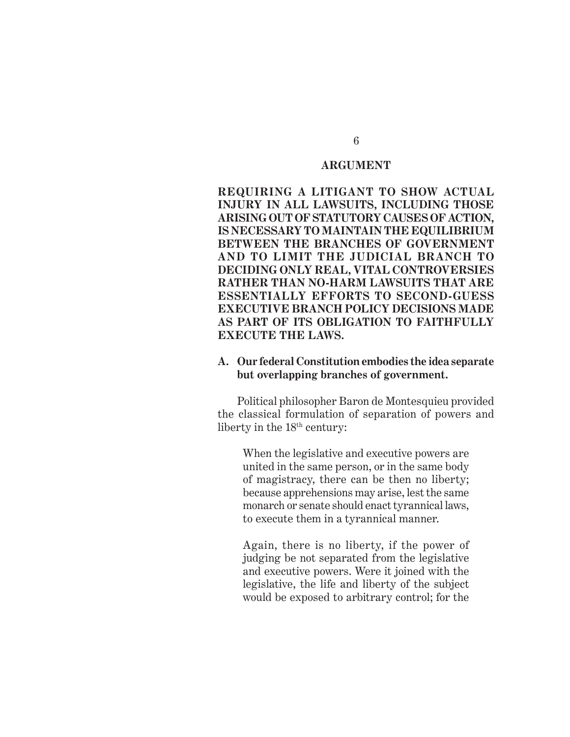## ARGUMENT

**REQUIRING A LITIGANT TO SHOW ACTUAL INJURY IN ALL LAWSUITS, INCLUDING THOSE ARISING OUT OF STATUTORY CAUSES OF ACTION, IS NECESSARY TO MAINTAIN THE EQUILIBRIUM BETWEEN THE BRANCHES OF GOVERNMENT AND TO LIMIT THE JUDICIAL BRANCH TO DECIDING ONLY REAL, VITAL CONTROVERSIES RATHER THAN NO-HARM LAWSUITS THAT ARE ESSENTIALLY EFFORTS TO SECOND-GUESS EXECUTIVE BRANCH POLICY DECISIONS MADE AS PART OF ITS OBLIGATION TO FAITHFULLY EXECUTE THE LAWS.**

### A. Our federal Constitution embodies the idea separate but overlapping branches of government.

Political philosopher Baron de Montesquieu provided the classical formulation of separation of powers and liberty in the 18th century:

> When the legislative and executive powers are united in the same person, or in the same body of magistracy, there can be then no liberty; because apprehensions may arise, lest the same monarch or senate should enact tyrannical laws, to execute them in a tyrannical manner.
>
> Again, there is no liberty, if the power of judging be not separated from the legislative and executive powers. Were it joined with the legislative, the life and liberty of the subject would be exposed to arbitrary control; for the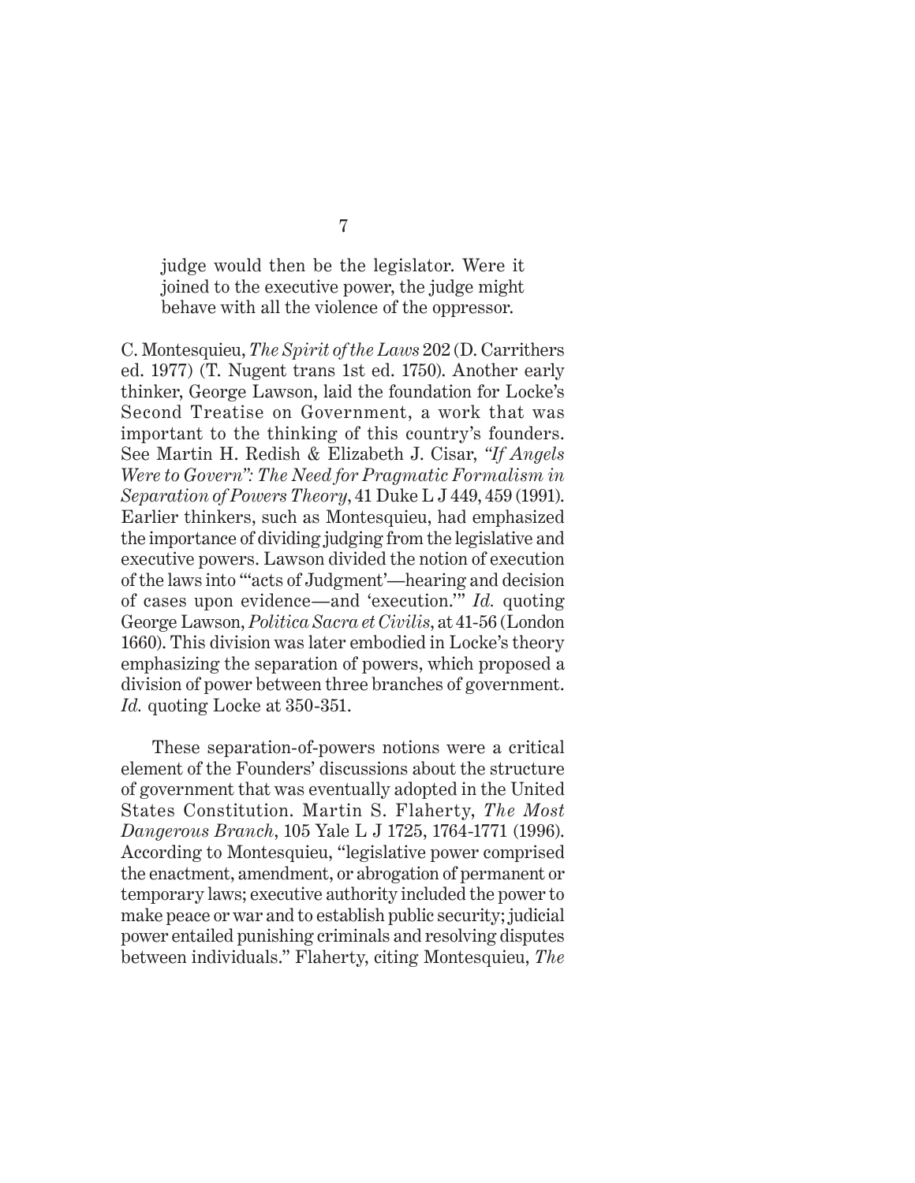> judge would then be the legislator. Were it joined to the executive power, the judge might behave with all the violence of the oppressor.

C. Montesquieu, *The Spirit of the Laws* 202 (D. Carrithers ed. 1977) (T. Nugent trans 1st ed. 1750). Another early thinker, George Lawson, laid the foundation for Locke's Second Treatise on Government, a work that was important to the thinking of this country's founders. See Martin H. Redish & Elizabeth J. Cisar, *"If Angels Were to Govern": The Need for Pragmatic Formalism in Separation of Powers Theory*, 41 Duke L J 449, 459 (1991). Earlier thinkers, such as Montesquieu, had emphasized the importance of dividing judging from the legislative and executive powers. Lawson divided the notion of execution of the laws into "'acts of Judgment'—hearing and decision of cases upon evidence—and 'execution.'" *Id.* quoting George Lawson, *Politica Sacra et Civilis*, at 41-56 (London 1660). This division was later embodied in Locke's theory emphasizing the separation of powers, which proposed a division of power between three branches of government. *Id.* quoting Locke at 350-351.

These separation-of-powers notions were a critical element of the Founders' discussions about the structure of government that was eventually adopted in the United States Constitution. Martin S. Flaherty, *The Most Dangerous Branch*, 105 Yale L J 1725, 1764-1771 (1996). According to Montesquieu, "legislative power comprised the enactment, amendment, or abrogation of permanent or temporary laws; executive authority included the power to make peace or war and to establish public security; judicial power entailed punishing criminals and resolving disputes between individuals." Flaherty, citing Montesquieu, *The*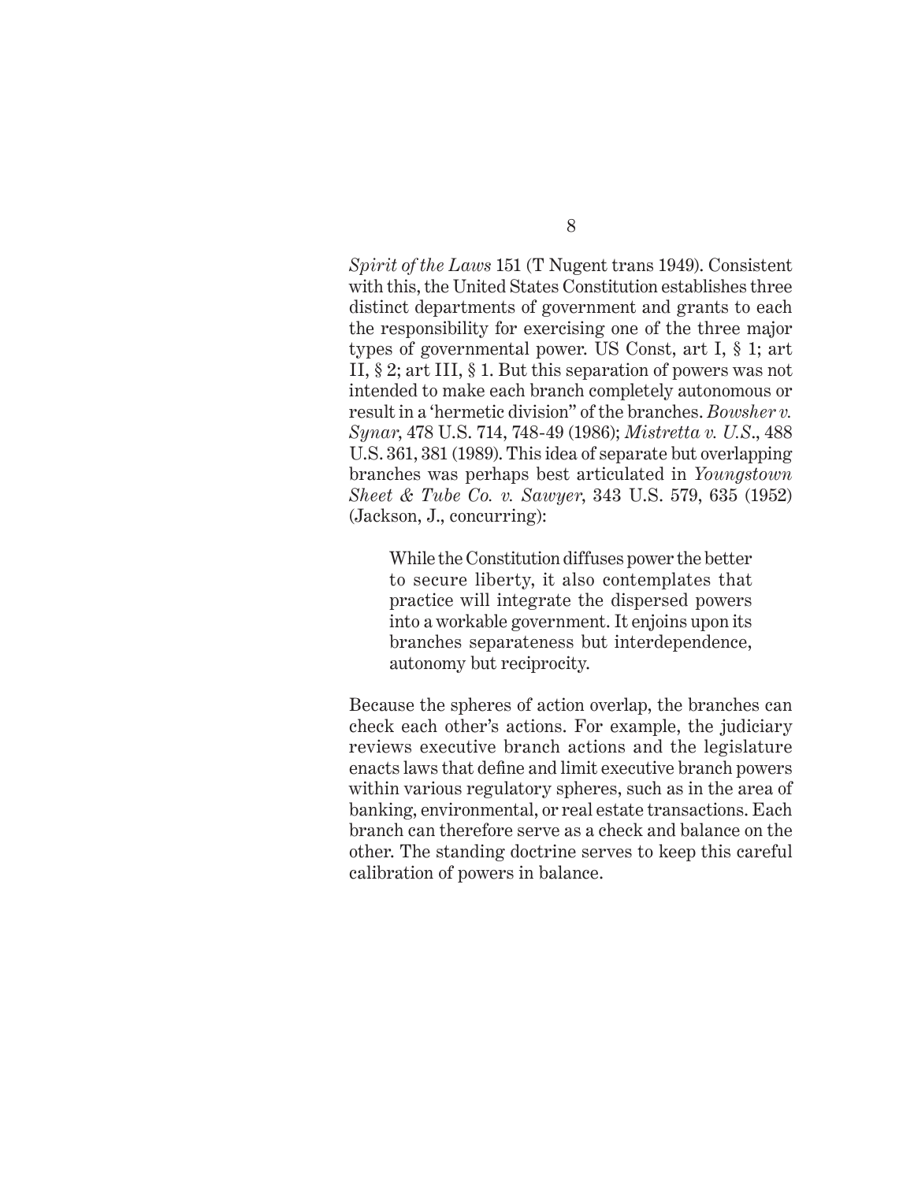*Spirit of the Laws* 151 (T Nugent trans 1949). Consistent with this, the United States Constitution establishes three distinct departments of government and grants to each the responsibility for exercising one of the three major types of governmental power. US Const, art I, § 1; art II, § 2; art III, § 1. But this separation of powers was not intended to make each branch completely autonomous or result in a 'hermetic division" of the branches. *Bowsher v. Synar*, 478 U.S. 714, 748-49 (1986); *Mistretta v. U.S.*, 488 U.S. 361, 381 (1989). This idea of separate but overlapping branches was perhaps best articulated in *Youngstown Sheet & Tube Co. v. Sawyer*, 343 U.S. 579, 635 (1952) (Jackson, J., concurring):

> While the Constitution diffuses power the better to secure liberty, it also contemplates that practice will integrate the dispersed powers into a workable government. It enjoins upon its branches separateness but interdependence, autonomy but reciprocity.

Because the spheres of action overlap, the branches can check each other's actions. For example, the judiciary reviews executive branch actions and the legislature enacts laws that define and limit executive branch powers within various regulatory spheres, such as in the area of banking, environmental, or real estate transactions. Each branch can therefore serve as a check and balance on the other. The standing doctrine serves to keep this careful calibration of powers in balance.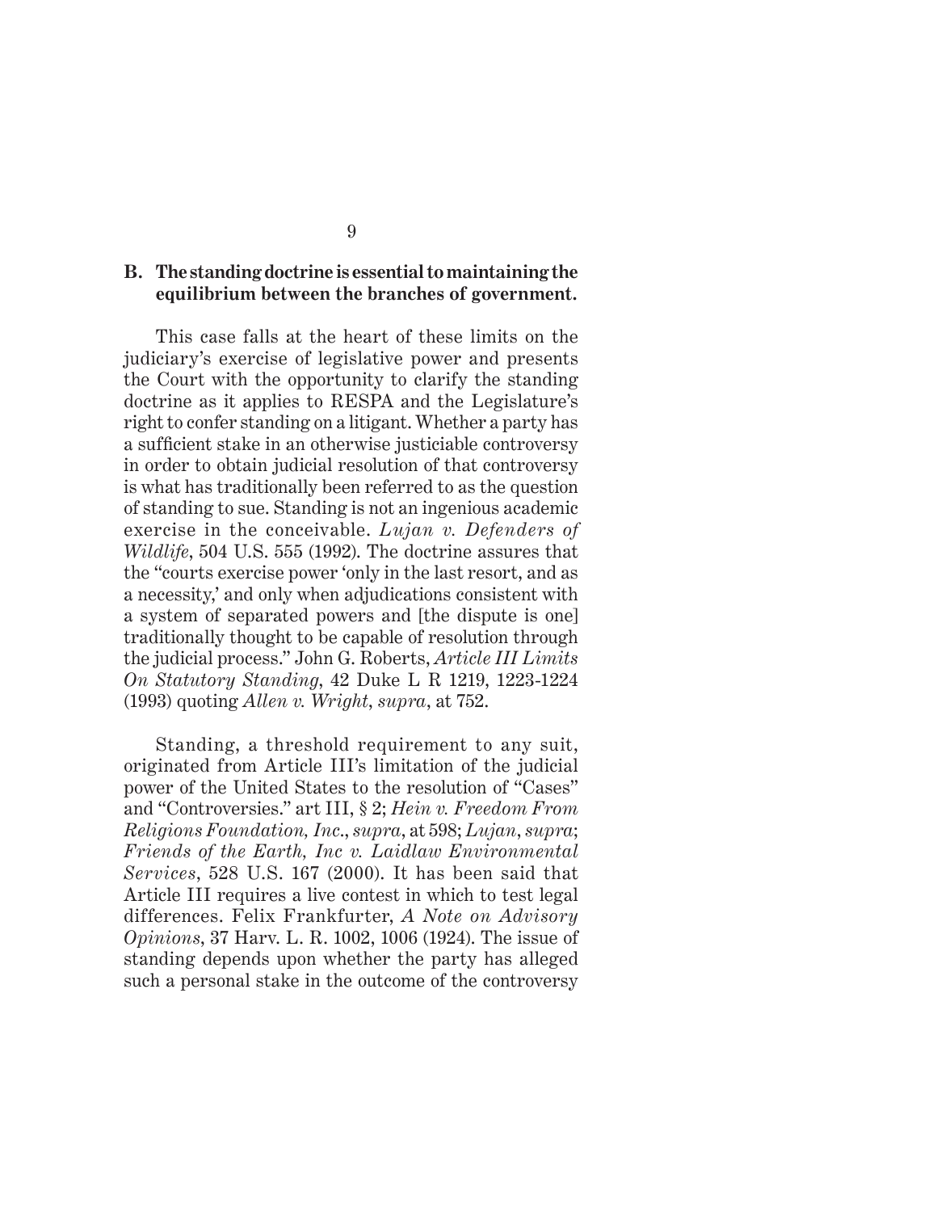### B. The standing doctrine is essential to maintaining the equilibrium between the branches of government.

This case falls at the heart of these limits on the judiciary's exercise of legislative power and presents the Court with the opportunity to clarify the standing doctrine as it applies to RESPA and the Legislature's right to confer standing on a litigant. Whether a party has a sufficient stake in an otherwise justiciable controversy in order to obtain judicial resolution of that controversy is what has traditionally been referred to as the question of standing to sue. Standing is not an ingenious academic exercise in the conceivable. *Lujan v. Defenders of Wildlife*, 504 U.S. 555 (1992). The doctrine assures that the "courts exercise power 'only in the last resort, and as a necessity,' and only when adjudications consistent with a system of separated powers and [the dispute is one] traditionally thought to be capable of resolution through the judicial process." John G. Roberts, *Article III Limits On Statutory Standing*, 42 Duke L R 1219, 1223-1224 (1993) quoting *Allen v. Wright*, *supra*, at 752.

Standing, a threshold requirement to any suit, originated from Article III's limitation of the judicial power of the United States to the resolution of "Cases" and "Controversies." art III, § 2; *Hein v. Freedom From Religions Foundation, Inc.*, *supra*, at 598; *Lujan*, *supra*; *Friends of the Earth, Inc v. Laidlaw Environmental Services*, 528 U.S. 167 (2000). It has been said that Article III requires a live contest in which to test legal differences. Felix Frankfurter, *A Note on Advisory Opinions*, 37 Harv. L. R. 1002, 1006 (1924). The issue of standing depends upon whether the party has alleged such a personal stake in the outcome of the controversy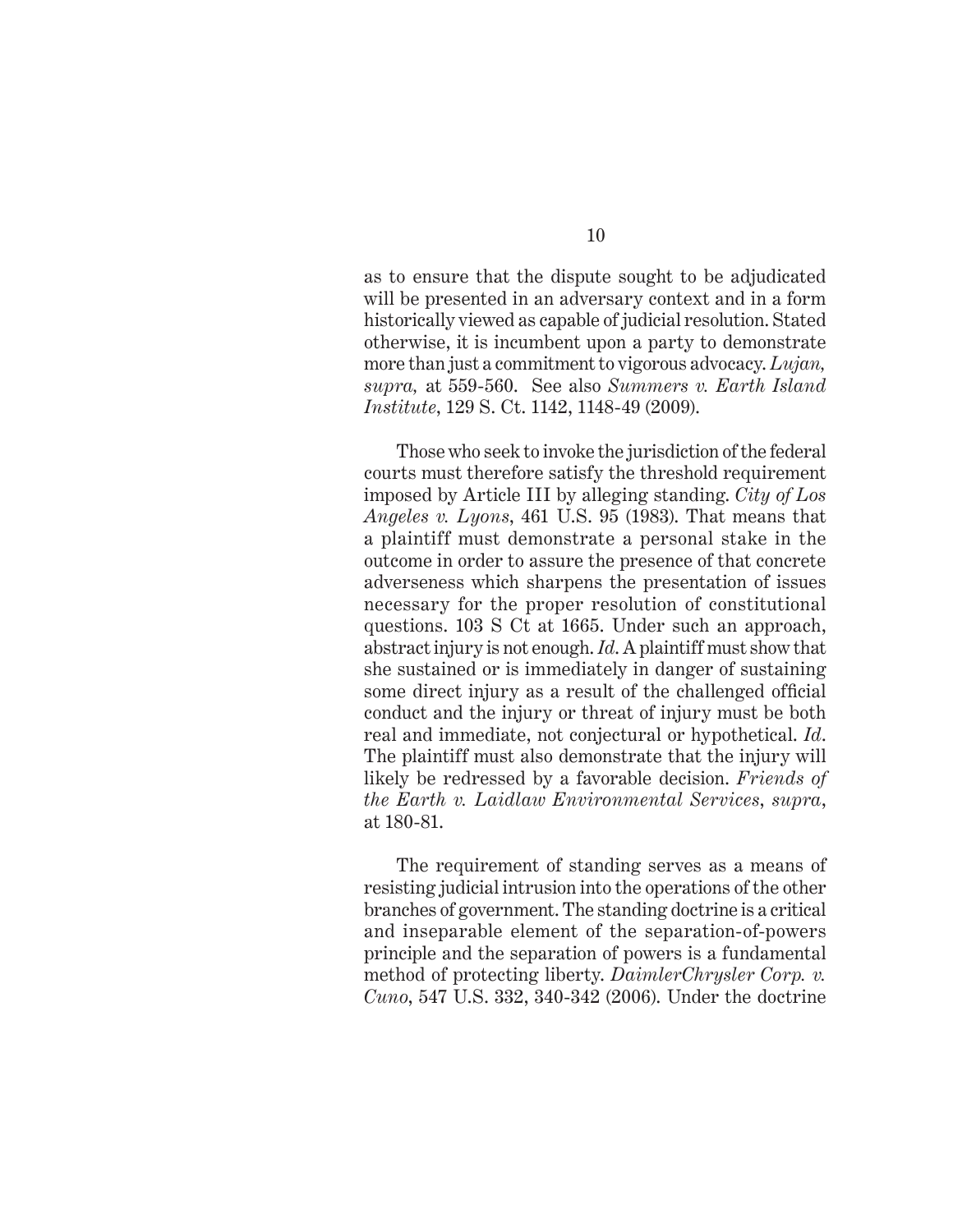as to ensure that the dispute sought to be adjudicated will be presented in an adversary context and in a form historically viewed as capable of judicial resolution. Stated otherwise, it is incumbent upon a party to demonstrate more than just a commitment to vigorous advocacy. *Lujan, supra,* at 559-560. See also *Summers v. Earth Island Institute*, 129 S. Ct. 1142, 1148-49 (2009).

Those who seek to invoke the jurisdiction of the federal courts must therefore satisfy the threshold requirement imposed by Article III by alleging standing. *City of Los Angeles v. Lyons*, 461 U.S. 95 (1983). That means that a plaintiff must demonstrate a personal stake in the outcome in order to assure the presence of that concrete adverseness which sharpens the presentation of issues necessary for the proper resolution of constitutional questions. 103 S Ct at 1665. Under such an approach, abstract injury is not enough. *Id*. A plaintiff must show that she sustained or is immediately in danger of sustaining some direct injury as a result of the challenged official conduct and the injury or threat of injury must be both real and immediate, not conjectural or hypothetical. *Id*. The plaintiff must also demonstrate that the injury will likely be redressed by a favorable decision. *Friends of the Earth v. Laidlaw Environmental Services*, *supra*, at 180-81.

The requirement of standing serves as a means of resisting judicial intrusion into the operations of the other branches of government. The standing doctrine is a critical and inseparable element of the separation-of-powers principle and the separation of powers is a fundamental method of protecting liberty. *DaimlerChrysler Corp. v. Cuno*, 547 U.S. 332, 340-342 (2006). Under the doctrine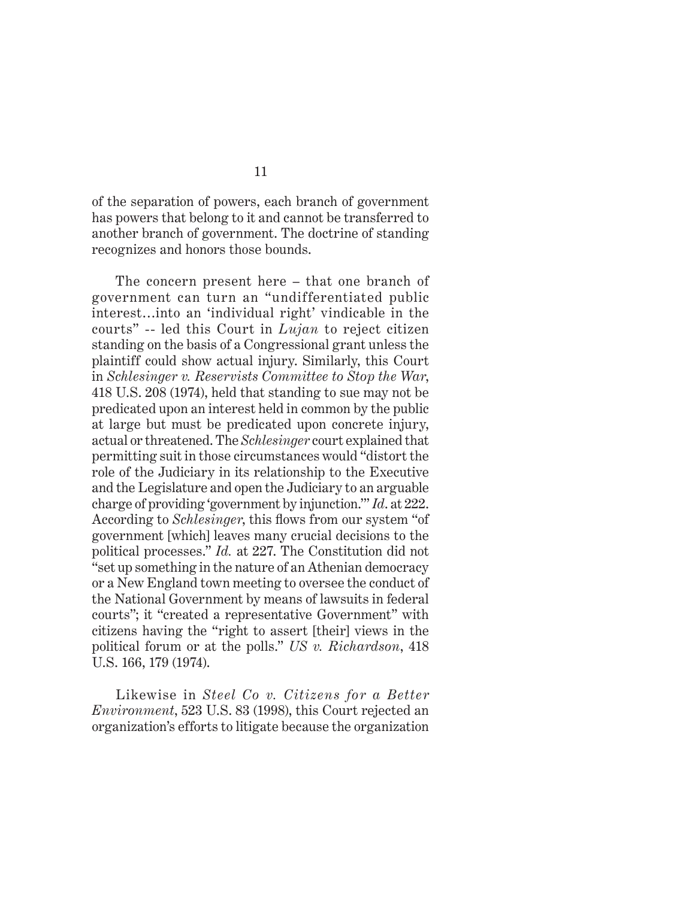of the separation of powers, each branch of government has powers that belong to it and cannot be transferred to another branch of government. The doctrine of standing recognizes and honors those bounds.

The concern present here – that one branch of government can turn an "undifferentiated public interest…into an 'individual right' vindicable in the courts" -- led this Court in *Lujan* to reject citizen standing on the basis of a Congressional grant unless the plaintiff could show actual injury. Similarly, this Court in *Schlesinger v. Reservists Committee to Stop the War*, 418 U.S. 208 (1974), held that standing to sue may not be predicated upon an interest held in common by the public at large but must be predicated upon concrete injury, actual or threatened. The *Schlesinger* court explained that permitting suit in those circumstances would "distort the role of the Judiciary in its relationship to the Executive and the Legislature and open the Judiciary to an arguable charge of providing 'government by injunction.'" *Id*. at 222. According to *Schlesinger*, this flows from our system "of government [which] leaves many crucial decisions to the political processes." *Id.* at 227. The Constitution did not "set up something in the nature of an Athenian democracy or a New England town meeting to oversee the conduct of the National Government by means of lawsuits in federal courts"; it "created a representative Government" with citizens having the "right to assert [their] views in the political forum or at the polls." *US v. Richardson*, 418 U.S. 166, 179 (1974).

Likewise in *Steel Co v. Citizens for a Better Environment*, 523 U.S. 83 (1998), this Court rejected an organization's efforts to litigate because the organization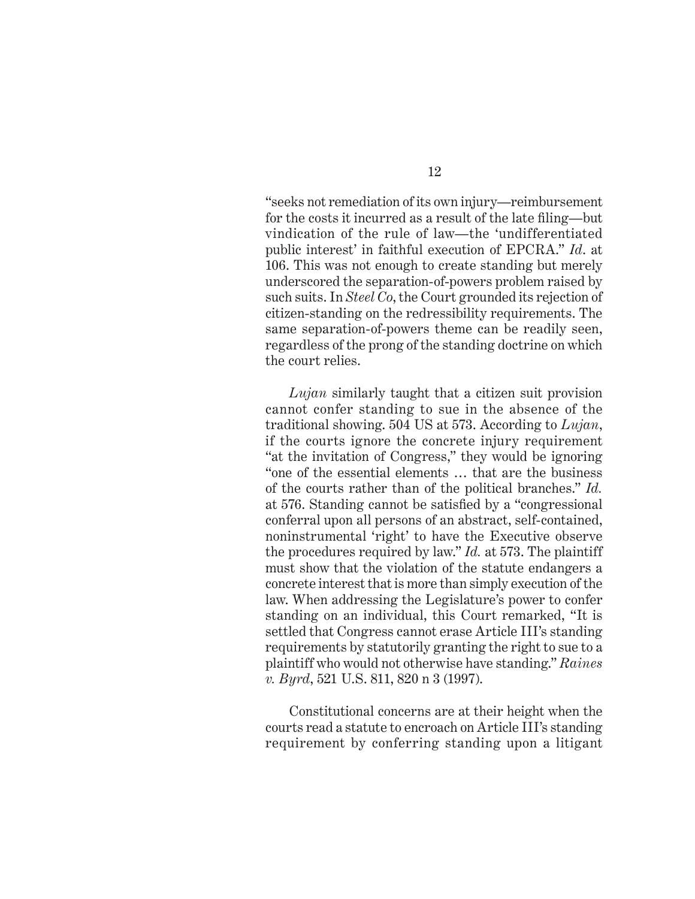"seeks not remediation of its own injury—reimbursement for the costs it incurred as a result of the late filing—but vindication of the rule of law—the 'undifferentiated public interest' in faithful execution of EPCRA." *Id*. at 106. This was not enough to create standing but merely underscored the separation-of-powers problem raised by such suits. In *Steel Co*, the Court grounded its rejection of citizen-standing on the redressibility requirements. The same separation-of-powers theme can be readily seen, regardless of the prong of the standing doctrine on which the court relies.

*Lujan* similarly taught that a citizen suit provision cannot confer standing to sue in the absence of the traditional showing. 504 US at 573. According to *Lujan*, if the courts ignore the concrete injury requirement "at the invitation of Congress," they would be ignoring "one of the essential elements … that are the business of the courts rather than of the political branches." *Id.* at 576. Standing cannot be satisfied by a "congressional conferral upon all persons of an abstract, self-contained, noninstrumental 'right' to have the Executive observe the procedures required by law." *Id.* at 573. The plaintiff must show that the violation of the statute endangers a concrete interest that is more than simply execution of the law. When addressing the Legislature's power to confer standing on an individual, this Court remarked, "It is settled that Congress cannot erase Article III's standing requirements by statutorily granting the right to sue to a plaintiff who would not otherwise have standing." *Raines v. Byrd*, 521 U.S. 811, 820 n 3 (1997).

Constitutional concerns are at their height when the courts read a statute to encroach on Article III's standing requirement by conferring standing upon a litigant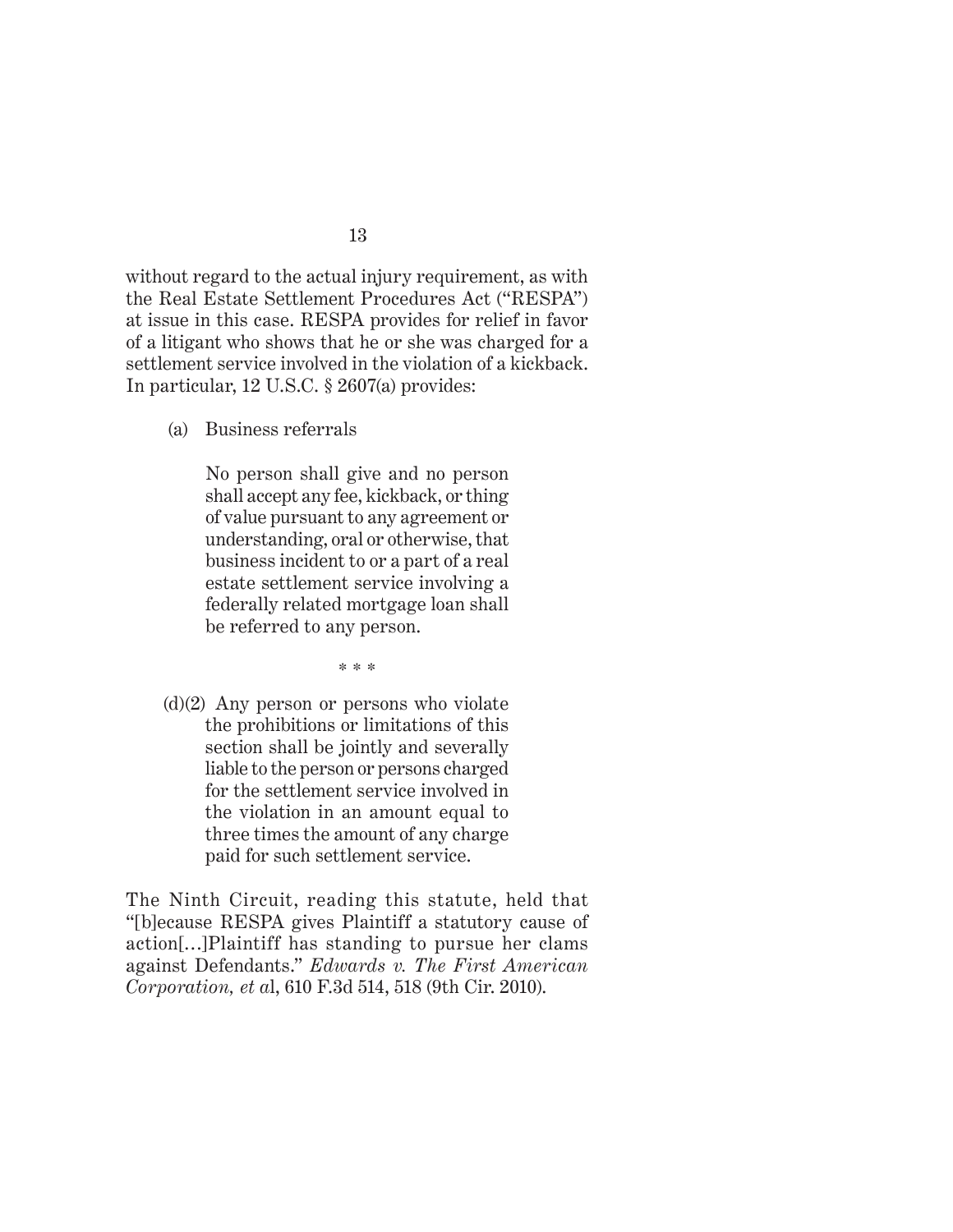without regard to the actual injury requirement, as with the Real Estate Settlement Procedures Act ("RESPA") at issue in this case. RESPA provides for relief in favor of a litigant who shows that he or she was charged for a settlement service involved in the violation of a kickback. In particular, 12 U.S.C. § 2607(a) provides:

> (a) Business referrals
>
> No person shall give and no person shall accept any fee, kickback, or thing of value pursuant to any agreement or understanding, oral or otherwise, that business incident to or a part of a real estate settlement service involving a federally related mortgage loan shall be referred to any person.
>
> \* \* \*
>
> (d)(2) Any person or persons who violate the prohibitions or limitations of this section shall be jointly and severally liable to the person or persons charged for the settlement service involved in the violation in an amount equal to three times the amount of any charge paid for such settlement service.

The Ninth Circuit, reading this statute, held that "[b]ecause RESPA gives Plaintiff a statutory cause of action[…]Plaintiff has standing to pursue her clams against Defendants." *Edwards v. The First American Corporation, et a*l, 610 F.3d 514, 518 (9th Cir. 2010).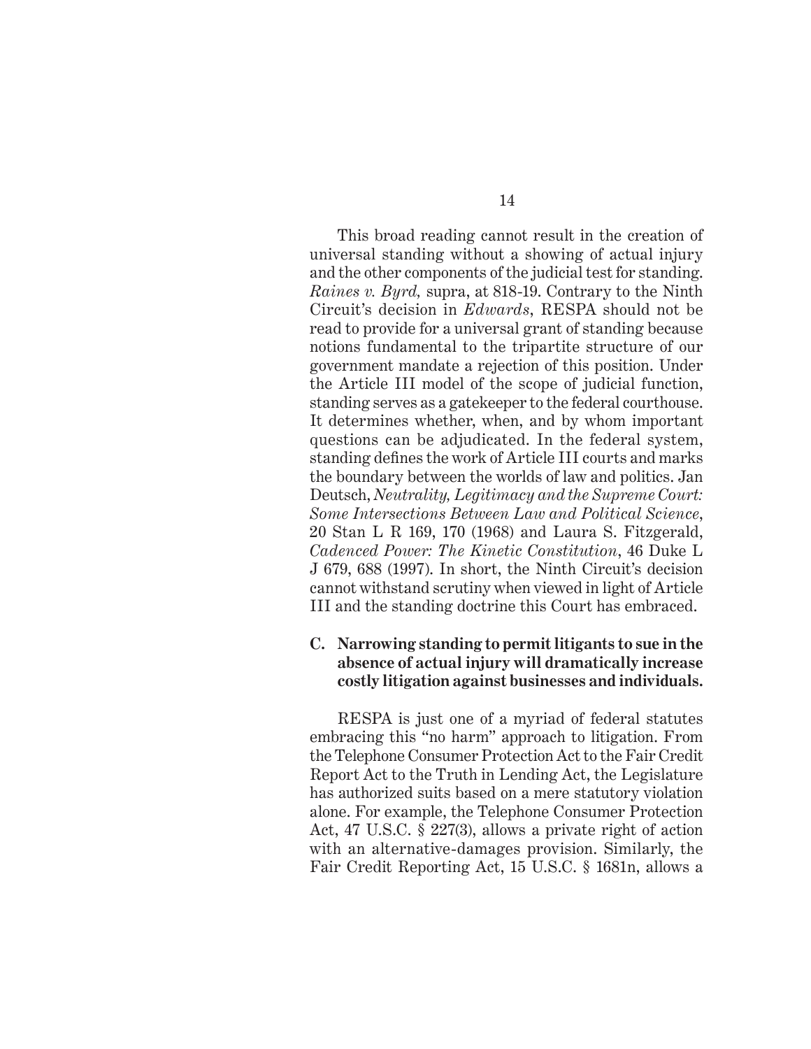This broad reading cannot result in the creation of universal standing without a showing of actual injury and the other components of the judicial test for standing. *Raines v. Byrd,* supra, at 818-19. Contrary to the Ninth Circuit's decision in *Edwards*, RESPA should not be read to provide for a universal grant of standing because notions fundamental to the tripartite structure of our government mandate a rejection of this position. Under the Article III model of the scope of judicial function, standing serves as a gatekeeper to the federal courthouse. It determines whether, when, and by whom important questions can be adjudicated. In the federal system, standing defines the work of Article III courts and marks the boundary between the worlds of law and politics. Jan Deutsch, *Neutrality, Legitimacy and the Supreme Court: Some Intersections Between Law and Political Science*, 20 Stan L R 169, 170 (1968) and Laura S. Fitzgerald, *Cadenced Power: The Kinetic Constitution*, 46 Duke L J 679, 688 (1997). In short, the Ninth Circuit's decision cannot withstand scrutiny when viewed in light of Article III and the standing doctrine this Court has embraced.

### C. Narrowing standing to permit litigants to sue in the absence of actual injury will dramatically increase costly litigation against businesses and individuals.

RESPA is just one of a myriad of federal statutes embracing this "no harm" approach to litigation. From the Telephone Consumer Protection Act to the Fair Credit Report Act to the Truth in Lending Act, the Legislature has authorized suits based on a mere statutory violation alone. For example, the Telephone Consumer Protection Act, 47 U.S.C. § 227(3), allows a private right of action with an alternative-damages provision. Similarly, the Fair Credit Reporting Act, 15 U.S.C. § 1681n, allows a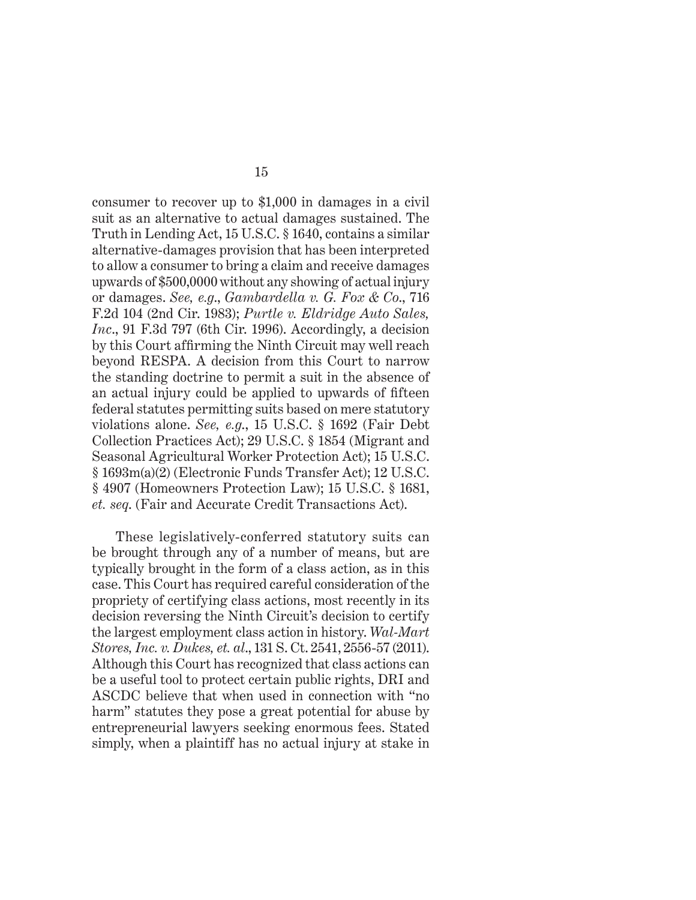consumer to recover up to $1,000 in damages in a civil suit as an alternative to actual damages sustained. The Truth in Lending Act, 15 U.S.C. § 1640, contains a similar alternative-damages provision that has been interpreted to allow a consumer to bring a claim and receive damages upwards of $500,0000 without any showing of actual injury or damages. *See, e.g., Gambardella v. G. Fox & Co.*, 716 F.2d 104 (2nd Cir. 1983); *Purtle v. Eldridge Auto Sales, Inc.*, 91 F.3d 797 (6th Cir. 1996). Accordingly, a decision by this Court affirming the Ninth Circuit may well reach beyond RESPA. A decision from this Court to narrow the standing doctrine to permit a suit in the absence of an actual injury could be applied to upwards of fifteen federal statutes permitting suits based on mere statutory violations alone. *See, e.g.*, 15 U.S.C. § 1692 (Fair Debt Collection Practices Act); 29 U.S.C. § 1854 (Migrant and Seasonal Agricultural Worker Protection Act); 15 U.S.C. § 1693m(a)(2) (Electronic Funds Transfer Act); 12 U.S.C. § 4907 (Homeowners Protection Law); 15 U.S.C. § 1681, *et. seq.* (Fair and Accurate Credit Transactions Act).

These legislatively-conferred statutory suits can be brought through any of a number of means, but are typically brought in the form of a class action, as in this case. This Court has required careful consideration of the propriety of certifying class actions, most recently in its decision reversing the Ninth Circuit's decision to certify the largest employment class action in history. *Wal-Mart Stores, Inc. v. Dukes, et. al.*, 131 S. Ct. 2541, 2556-57 (2011). Although this Court has recognized that class actions can be a useful tool to protect certain public rights, DRI and ASCDC believe that when used in connection with "no harm" statutes they pose a great potential for abuse by entrepreneurial lawyers seeking enormous fees. Stated simply, when a plaintiff has no actual injury at stake in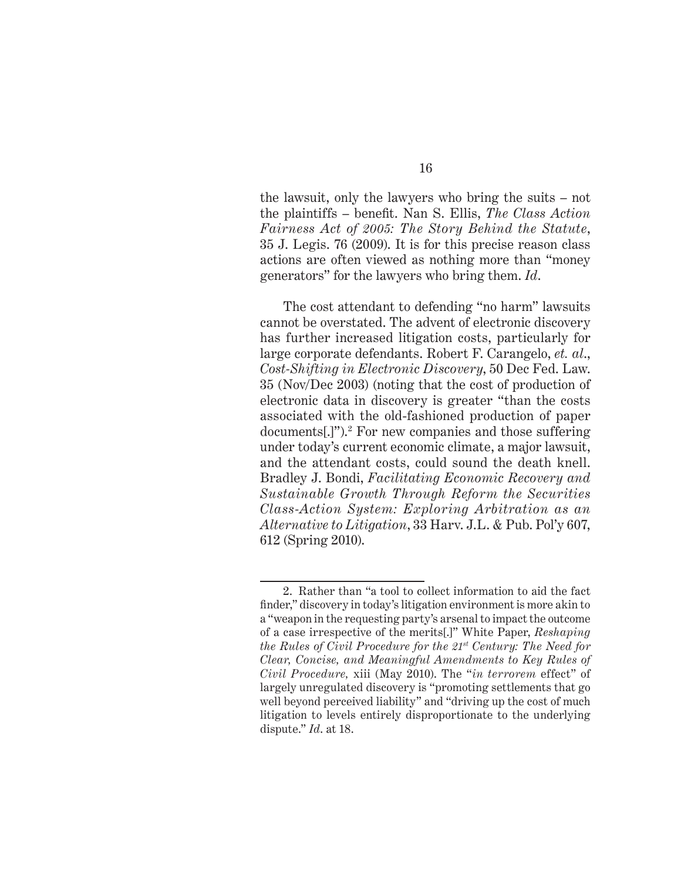the lawsuit, only the lawyers who bring the suits – not the plaintiffs – benefit. Nan S. Ellis, *The Class Action Fairness Act of 2005: The Story Behind the Statute*, 35 J. Legis. 76 (2009). It is for this precise reason class actions are often viewed as nothing more than "money generators" for the lawyers who bring them. *Id.*

The cost attendant to defending "no harm" lawsuits cannot be overstated. The advent of electronic discovery has further increased litigation costs, particularly for large corporate defendants. Robert F. Carangelo, *et. al.*, *Cost-Shifting in Electronic Discovery*, 50 Dec Fed. Law. 35 (Nov/Dec 2003) (noting that the cost of production of electronic data in discovery is greater "than the costs associated with the old-fashioned production of paper documents[.]").[2] For new companies and those suffering under today's current economic climate, a major lawsuit, and the attendant costs, could sound the death knell. Bradley J. Bondi, *Facilitating Economic Recovery and Sustainable Growth Through Reform the Securities Class-Action System: Exploring Arbitration as an Alternative to Litigation*, 33 Harv. J.L. & Pub. Pol'y 607, 612 (Spring 2010).

---

2. Rather than "a tool to collect information to aid the fact finder," discovery in today's litigation environment is more akin to a "weapon in the requesting party's arsenal to impact the outcome of a case irrespective of the merits[.]" White Paper, *Reshaping the Rules of Civil Procedure for the 21st Century: The Need for Clear, Concise, and Meaningful Amendments to Key Rules of Civil Procedure,* xiii (May 2010). The "*in terrorem* effect" of largely unregulated discovery is "promoting settlements that go well beyond perceived liability" and "driving up the cost of much litigation to levels entirely disproportionate to the underlying dispute." *Id.* at 18.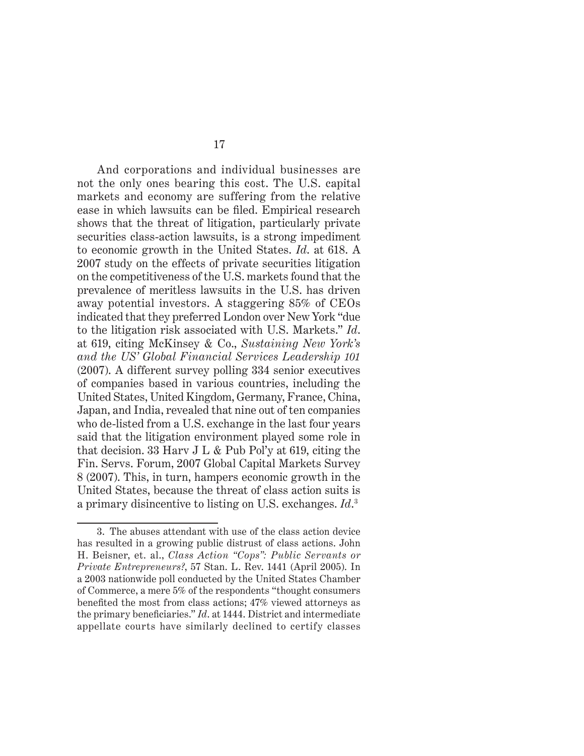And corporations and individual businesses are not the only ones bearing this cost. The U.S. capital markets and economy are suffering from the relative ease in which lawsuits can be filed. Empirical research shows that the threat of litigation, particularly private securities class-action lawsuits, is a strong impediment to economic growth in the United States. *Id.* at 618. A 2007 study on the effects of private securities litigation on the competitiveness of the U.S. markets found that the prevalence of meritless lawsuits in the U.S. has driven away potential investors. A staggering 85% of CEOs indicated that they preferred London over New York "due to the litigation risk associated with U.S. Markets." *Id.* at 619, citing McKinsey & Co., *Sustaining New York's and the US' Global Financial Services Leadership 101* (2007). A different survey polling 334 senior executives of companies based in various countries, including the United States, United Kingdom, Germany, France, China, Japan, and India, revealed that nine out of ten companies who de-listed from a U.S. exchange in the last four years said that the litigation environment played some role in that decision. 33 Harv J L & Pub Pol'y at 619, citing the Fin. Servs. Forum, 2007 Global Capital Markets Survey 8 (2007). This, in turn, hampers economic growth in the United States, because the threat of class action suits is a primary disincentive to listing on U.S. exchanges. *Id.*[3]

3. The abuses attendant with use of the class action device has resulted in a growing public distrust of class actions. John H. Beisner, et. al., *Class Action "Cops": Public Servants or Private Entrepreneurs?*, 57 Stan. L. Rev. 1441 (April 2005). In a 2003 nationwide poll conducted by the United States Chamber of Commerce, a mere 5% of the respondents "thought consumers benefited the most from class actions; 47% viewed attorneys as the primary beneficiaries." *Id.* at 1444. District and intermediate appellate courts have similarly declined to certify classes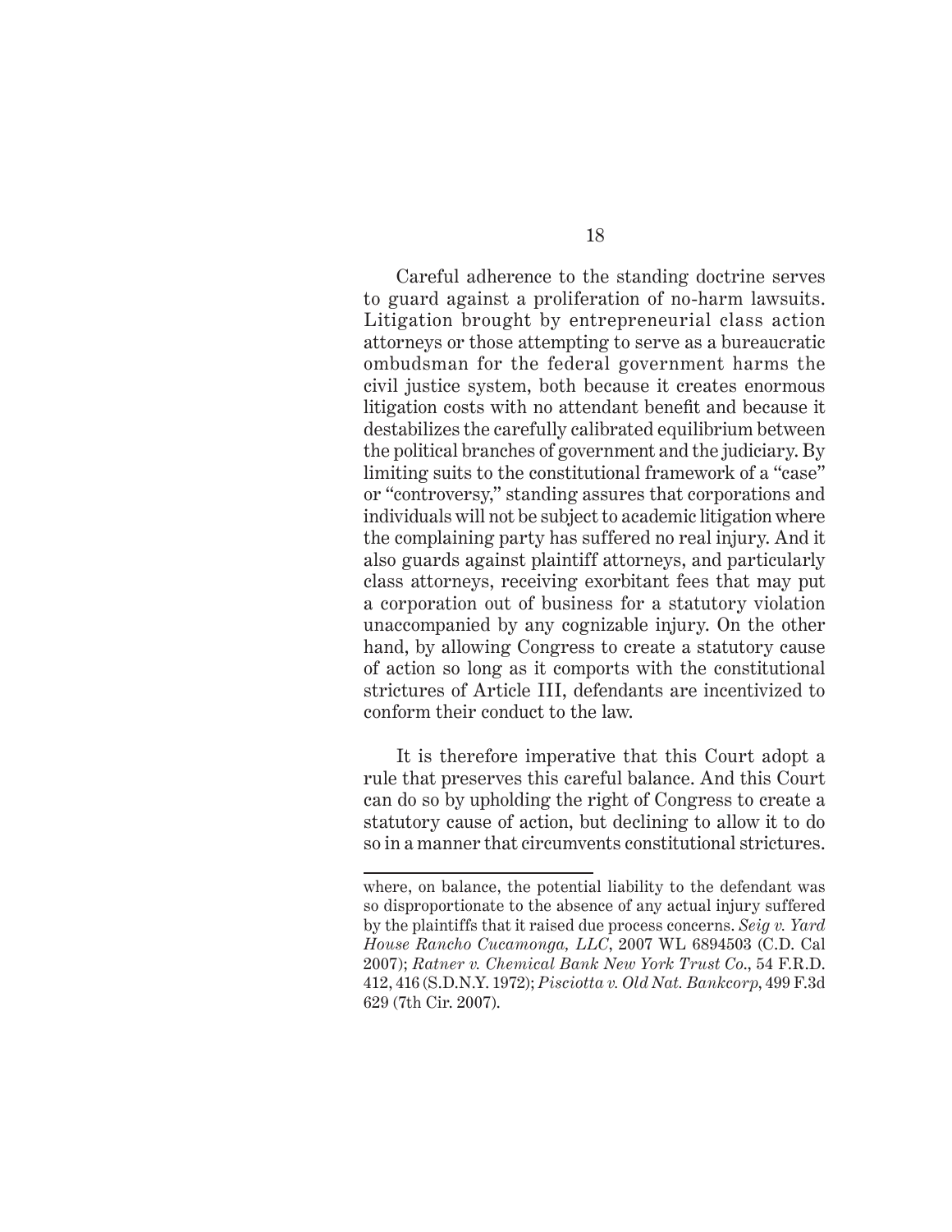Careful adherence to the standing doctrine serves to guard against a proliferation of no-harm lawsuits. Litigation brought by entrepreneurial class action attorneys or those attempting to serve as a bureaucratic ombudsman for the federal government harms the civil justice system, both because it creates enormous litigation costs with no attendant benefit and because it destabilizes the carefully calibrated equilibrium between the political branches of government and the judiciary. By limiting suits to the constitutional framework of a "case" or "controversy," standing assures that corporations and individuals will not be subject to academic litigation where the complaining party has suffered no real injury. And it also guards against plaintiff attorneys, and particularly class attorneys, receiving exorbitant fees that may put a corporation out of business for a statutory violation unaccompanied by any cognizable injury. On the other hand, by allowing Congress to create a statutory cause of action so long as it comports with the constitutional strictures of Article III, defendants are incentivized to conform their conduct to the law.

It is therefore imperative that this Court adopt a rule that preserves this careful balance. And this Court can do so by upholding the right of Congress to create a statutory cause of action, but declining to allow it to do so in a manner that circumvents constitutional strictures.

---

where, on balance, the potential liability to the defendant was so disproportionate to the absence of any actual injury suffered by the plaintiffs that it raised due process concerns. *Seig v. Yard House Rancho Cucamonga, LLC*, 2007 WL 6894503 (C.D. Cal 2007); *Ratner v. Chemical Bank New York Trust Co.*, 54 F.R.D. 412, 416 (S.D.N.Y. 1972); *Pisciotta v. Old Nat. Bankcorp*, 499 F.3d 629 (7th Cir. 2007).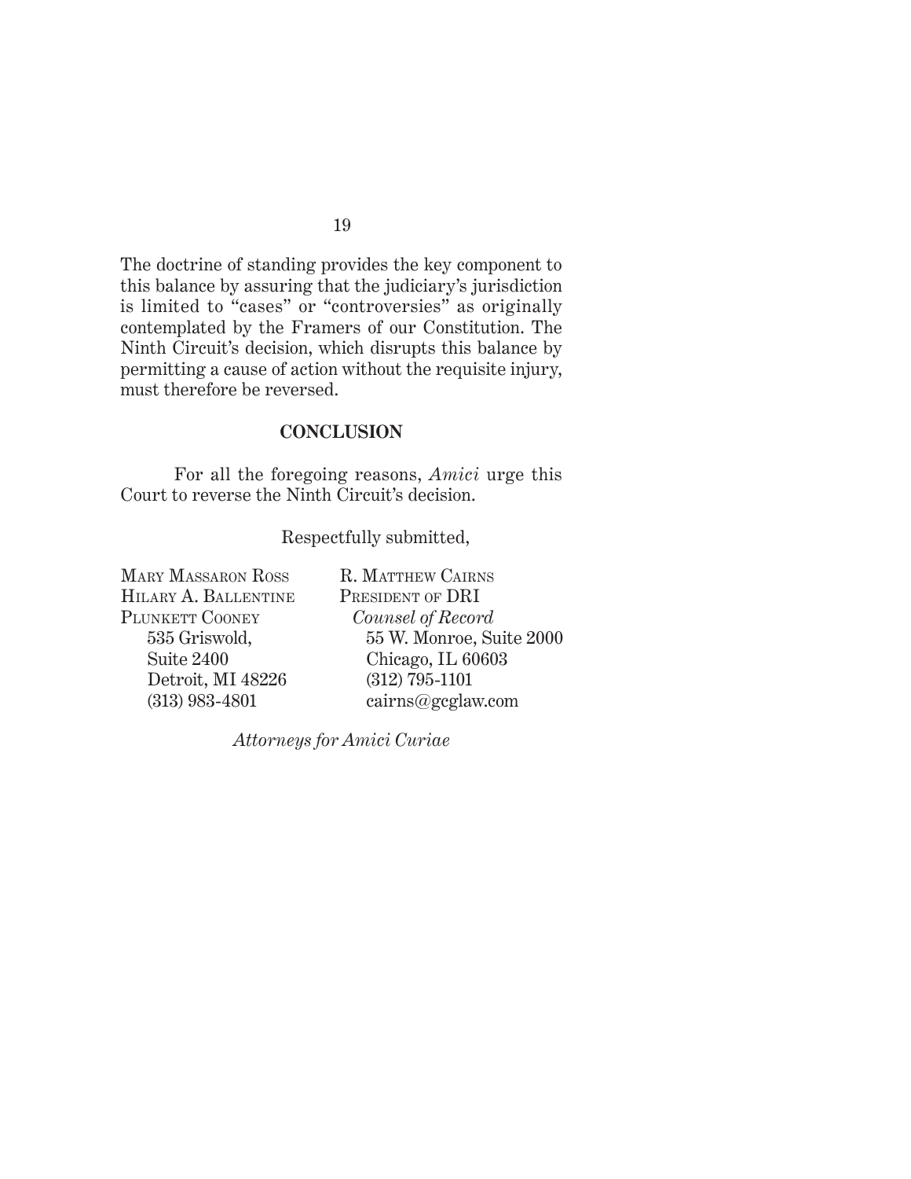The doctrine of standing provides the key component to this balance by assuring that the judiciary's jurisdiction is limited to "cases" or "controversies" as originally contemplated by the Framers of our Constitution. The Ninth Circuit's decision, which disrupts this balance by permitting a cause of action without the requisite injury, must therefore be reversed.

## CONCLUSION

For all the foregoing reasons, *Amici* urge this Court to reverse the Ninth Circuit's decision.

Respectfully submitted,

MARY MASSARON ROSS
HILARY A. BALLENTINE
PLUNKETT COONEY
535 Griswold,
Suite 2400
Detroit, MI 48226
(313) 983-4801

R. MATTHEW CAIRNS
PRESIDENT OF DRI
*Counsel of Record*
55 W. Monroe, Suite 2000
Chicago, IL 60603
(312) 795-1101
cairns@gcglaw.com

*Attorneys for Amici Curiae*